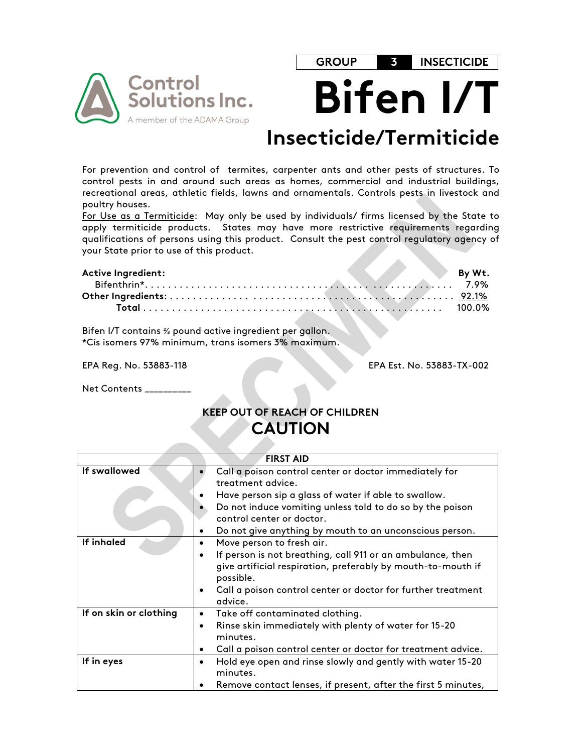Control Solutions Inc.
A member of the ADAMA Group

| GROUP | 3 | INSECTICIDE |
|---|---|---|

# Bifen I/T

## Insecticide/Termiticide

For prevention and control of termites, carpenter ants and other pests of structures. To control pests in and around such areas as homes, commercial and industrial buildings, recreational areas, athletic fields, lawns and ornamentals. Controls pests in livestock and poultry houses.

For Use as a Termiticide: May only be used by individuals/ firms licensed by the State to apply termiticide products. States may have more restrictive requirements regarding qualifications of persons using this product. Consult the pest control regulatory agency of your State prior to use of this product.

| **Active Ingredient:** | **By Wt.** |
|---|---|
| Bifenthrin* | 7.9% |
| **Other Ingredients:** | 92.1% |
| **Total** | 100.0% |

Bifen I/T contains ⅔ pound active ingredient per gallon.
*Cis isomers 97% minimum, trans isomers 3% maximum.

EPA Reg. No. 53883-118

EPA Est. No. 53883-TX-002

Net Contents _________

**KEEP OUT OF REACH OF CHILDREN**

**CAUTION**

| **FIRST AID** | |
|---|---|
| **If swallowed** | • Call a poison control center or doctor immediately for treatment advice.<br>• Have person sip a glass of water if able to swallow.<br>• Do not induce vomiting unless told to do so by the poison control center or doctor.<br>• Do not give anything by mouth to an unconscious person. |
| **If inhaled** | • Move person to fresh air.<br>• If person is not breathing, call 911 or an ambulance, then give artificial respiration, preferably by mouth-to-mouth if possible.<br>• Call a poison control center or doctor for further treatment advice. |
| **If on skin or clothing** | • Take off contaminated clothing.<br>• Rinse skin immediately with plenty of water for 15-20 minutes.<br>• Call a poison control center or doctor for treatment advice. |
| **If in eyes** | • Hold eye open and rinse slowly and gently with water 15-20 minutes.<br>• Remove contact lenses, if present, after the first 5 minutes, |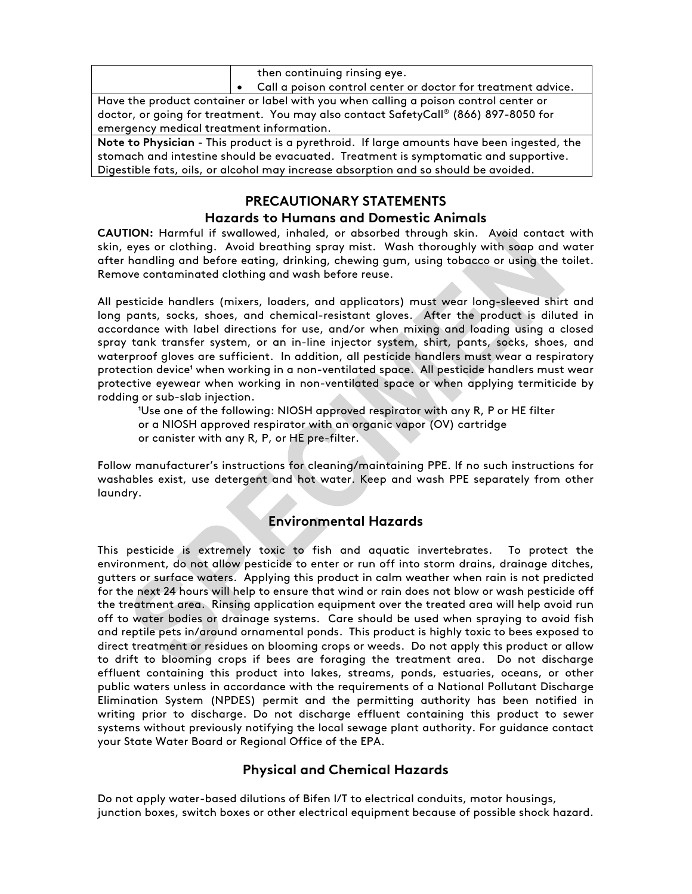| | |
|---|---|
| | then continuing rinsing eye.<br>• Call a poison control center or doctor for treatment advice. |
| Have the product container or label with you when calling a poison control center or doctor, or going for treatment. You may also contact SafetyCall® (866) 897-8050 for emergency medical treatment information. | |
| **Note to Physician** - This product is a pyrethroid. If large amounts have been ingested, the stomach and intestine should be evacuated. Treatment is symptomatic and supportive. Digestible fats, oils, or alcohol may increase absorption and so should be avoided. | |

## PRECAUTIONARY STATEMENTS

### Hazards to Humans and Domestic Animals

**CAUTION:** Harmful if swallowed, inhaled, or absorbed through skin. Avoid contact with skin, eyes or clothing. Avoid breathing spray mist. Wash thoroughly with soap and water after handling and before eating, drinking, chewing gum, using tobacco or using the toilet. Remove contaminated clothing and wash before reuse.

All pesticide handlers (mixers, loaders, and applicators) must wear long-sleeved shirt and long pants, socks, shoes, and chemical-resistant gloves. After the product is diluted in accordance with label directions for use, and/or when mixing and loading using a closed spray tank transfer system, or an in-line injector system, shirt, pants, socks, shoes, and waterproof gloves are sufficient. In addition, all pesticide handlers must wear a respiratory protection device[1] when working in a non-ventilated space. All pesticide handlers must wear protective eyewear when working in non-ventilated space or when applying termiticide by rodding or sub-slab injection.

[1]Use one of the following: NIOSH approved respirator with any R, P or HE filter or a NIOSH approved respirator with an organic vapor (OV) cartridge or canister with any R, P, or HE pre-filter.

Follow manufacturer's instructions for cleaning/maintaining PPE. If no such instructions for washables exist, use detergent and hot water. Keep and wash PPE separately from other laundry.

### Environmental Hazards

This pesticide is extremely toxic to fish and aquatic invertebrates. To protect the environment, do not allow pesticide to enter or run off into storm drains, drainage ditches, gutters or surface waters. Applying this product in calm weather when rain is not predicted for the next 24 hours will help to ensure that wind or rain does not blow or wash pesticide off the treatment area. Rinsing application equipment over the treated area will help avoid run off to water bodies or drainage systems. Care should be used when spraying to avoid fish and reptile pets in/around ornamental ponds. This product is highly toxic to bees exposed to direct treatment or residues on blooming crops or weeds. Do not apply this product or allow to drift to blooming crops if bees are foraging the treatment area. Do not discharge effluent containing this product into lakes, streams, ponds, estuaries, oceans, or other public waters unless in accordance with the requirements of a National Pollutant Discharge Elimination System (NPDES) permit and the permitting authority has been notified in writing prior to discharge. Do not discharge effluent containing this product to sewer systems without previously notifying the local sewage plant authority. For guidance contact your State Water Board or Regional Office of the EPA.

### Physical and Chemical Hazards

Do not apply water-based dilutions of Bifen I/T to electrical conduits, motor housings, junction boxes, switch boxes or other electrical equipment because of possible shock hazard.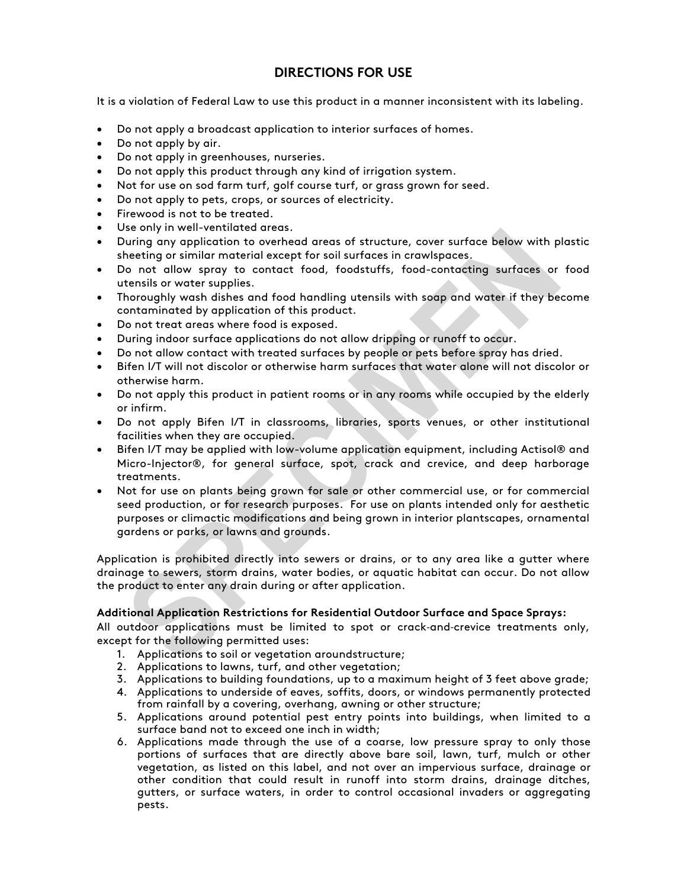## DIRECTIONS FOR USE

It is a violation of Federal Law to use this product in a manner inconsistent with its labeling.

- Do not apply a broadcast application to interior surfaces of homes.
- Do not apply by air.
- Do not apply in greenhouses, nurseries.
- Do not apply this product through any kind of irrigation system.
- Not for use on sod farm turf, golf course turf, or grass grown for seed.
- Do not apply to pets, crops, or sources of electricity.
- Firewood is not to be treated.
- Use only in well-ventilated areas.
- During any application to overhead areas of structure, cover surface below with plastic sheeting or similar material except for soil surfaces in crawlspaces.
- Do not allow spray to contact food, foodstuffs, food-contacting surfaces or food utensils or water supplies.
- Thoroughly wash dishes and food handling utensils with soap and water if they become contaminated by application of this product.
- Do not treat areas where food is exposed.
- During indoor surface applications do not allow dripping or runoff to occur.
- Do not allow contact with treated surfaces by people or pets before spray has dried.
- Bifen I/T will not discolor or otherwise harm surfaces that water alone will not discolor or otherwise harm.
- Do not apply this product in patient rooms or in any rooms while occupied by the elderly or infirm.
- Do not apply Bifen I/T in classrooms, libraries, sports venues, or other institutional facilities when they are occupied.
- Bifen I/T may be applied with low-volume application equipment, including Actisol® and Micro-Injector®, for general surface, spot, crack and crevice, and deep harborage treatments.
- Not for use on plants being grown for sale or other commercial use, or for commercial seed production, or for research purposes. For use on plants intended only for aesthetic purposes or climactic modifications and being grown in interior plantscapes, ornamental gardens or parks, or lawns and grounds.

Application is prohibited directly into sewers or drains, or to any area like a gutter where drainage to sewers, storm drains, water bodies, or aquatic habitat can occur. Do not allow the product to enter any drain during or after application.

**Additional Application Restrictions for Residential Outdoor Surface and Space Sprays:**
All outdoor applications must be limited to spot or crack-and-crevice treatments only, except for the following permitted uses:

1. Applications to soil or vegetation aroundstructure;
2. Applications to lawns, turf, and other vegetation;
3. Applications to building foundations, up to a maximum height of 3 feet above grade;
4. Applications to underside of eaves, soffits, doors, or windows permanently protected from rainfall by a covering, overhang, awning or other structure;
5. Applications around potential pest entry points into buildings, when limited to a surface band not to exceed one inch in width;
6. Applications made through the use of a coarse, low pressure spray to only those portions of surfaces that are directly above bare soil, lawn, turf, mulch or other vegetation, as listed on this label, and not over an impervious surface, drainage or other condition that could result in runoff into storm drains, drainage ditches, gutters, or surface waters, in order to control occasional invaders or aggregating pests.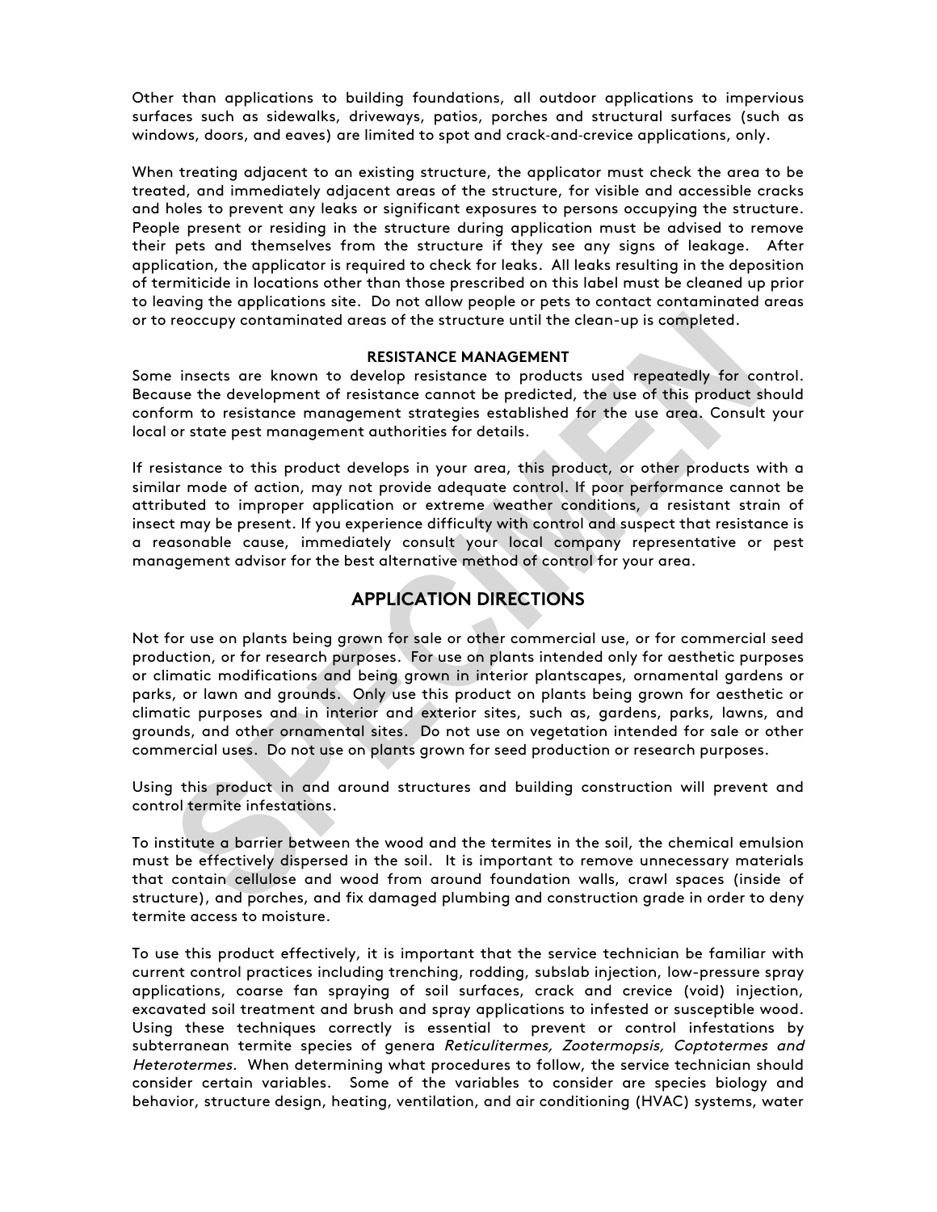Other than applications to building foundations, all outdoor applications to impervious surfaces such as sidewalks, driveways, patios, porches and structural surfaces (such as windows, doors, and eaves) are limited to spot and crack-and-crevice applications, only.

When treating adjacent to an existing structure, the applicator must check the area to be treated, and immediately adjacent areas of the structure, for visible and accessible cracks and holes to prevent any leaks or significant exposures to persons occupying the structure. People present or residing in the structure during application must be advised to remove their pets and themselves from the structure if they see any signs of leakage. After application, the applicator is required to check for leaks. All leaks resulting in the deposition of termiticide in locations other than those prescribed on this label must be cleaned up prior to leaving the applications site. Do not allow people or pets to contact contaminated areas or to reoccupy contaminated areas of the structure until the clean-up is completed.

**RESISTANCE MANAGEMENT**

Some insects are known to develop resistance to products used repeatedly for control. Because the development of resistance cannot be predicted, the use of this product should conform to resistance management strategies established for the use area. Consult your local or state pest management authorities for details.

If resistance to this product develops in your area, this product, or other products with a similar mode of action, may not provide adequate control. If poor performance cannot be attributed to improper application or extreme weather conditions, a resistant strain of insect may be present. If you experience difficulty with control and suspect that resistance is a reasonable cause, immediately consult your local company representative or pest management advisor for the best alternative method of control for your area.

## APPLICATION DIRECTIONS

Not for use on plants being grown for sale or other commercial use, or for commercial seed production, or for research purposes. For use on plants intended only for aesthetic purposes or climatic modifications and being grown in interior plantscapes, ornamental gardens or parks, or lawn and grounds. Only use this product on plants being grown for aesthetic or climatic purposes and in interior and exterior sites, such as, gardens, parks, lawns, and grounds, and other ornamental sites. Do not use on vegetation intended for sale or other commercial uses. Do not use on plants grown for seed production or research purposes.

Using this product in and around structures and building construction will prevent and control termite infestations.

To institute a barrier between the wood and the termites in the soil, the chemical emulsion must be effectively dispersed in the soil. It is important to remove unnecessary materials that contain cellulose and wood from around foundation walls, crawl spaces (inside of structure), and porches, and fix damaged plumbing and construction grade in order to deny termite access to moisture.

To use this product effectively, it is important that the service technician be familiar with current control practices including trenching, rodding, subslab injection, low-pressure spray applications, coarse fan spraying of soil surfaces, crack and crevice (void) injection, excavated soil treatment and brush and spray applications to infested or susceptible wood. Using these techniques correctly is essential to prevent or control infestations by subterranean termite species of genera *Reticulitermes, Zootermopsis, Coptotermes and Heterotermes.* When determining what procedures to follow, the service technician should consider certain variables. Some of the variables to consider are species biology and behavior, structure design, heating, ventilation, and air conditioning (HVAC) systems, water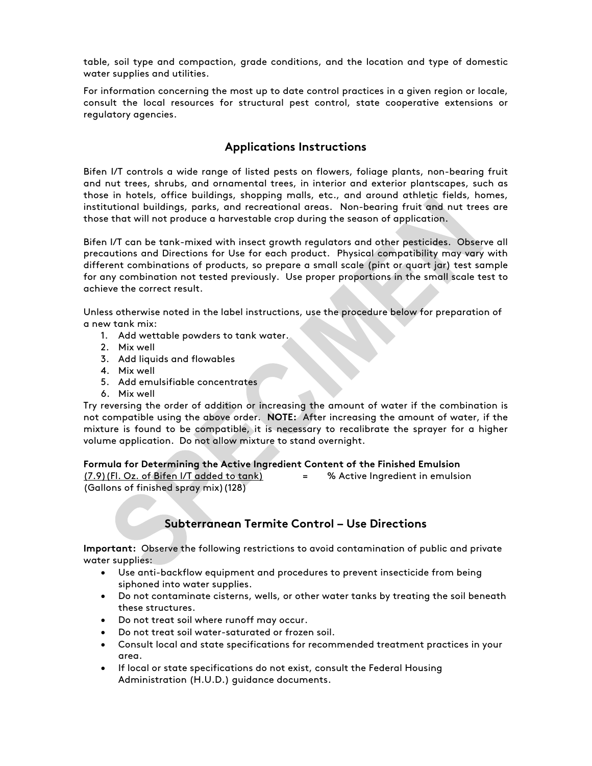table, soil type and compaction, grade conditions, and the location and type of domestic water supplies and utilities.

For information concerning the most up to date control practices in a given region or locale, consult the local resources for structural pest control, state cooperative extensions or regulatory agencies.

## Applications Instructions

Bifen I/T controls a wide range of listed pests on flowers, foliage plants, non-bearing fruit and nut trees, shrubs, and ornamental trees, in interior and exterior plantscapes, such as those in hotels, office buildings, shopping malls, etc., and around athletic fields, homes, institutional buildings, parks, and recreational areas. Non-bearing fruit and nut trees are those that will not produce a harvestable crop during the season of application.

Bifen I/T can be tank-mixed with insect growth regulators and other pesticides. Observe all precautions and Directions for Use for each product. Physical compatibility may vary with different combinations of products, so prepare a small scale (pint or quart jar) test sample for any combination not tested previously. Use proper proportions in the small scale test to achieve the correct result.

Unless otherwise noted in the label instructions, use the procedure below for preparation of a new tank mix:

1. Add wettable powders to tank water.
2. Mix well
3. Add liquids and flowables
4. Mix well
5. Add emulsifiable concentrates
6. Mix well

Try reversing the order of addition or increasing the amount of water if the combination is not compatible using the above order. **NOTE:** After increasing the amount of water, if the mixture is found to be compatible, it is necessary to recalibrate the sprayer for a higher volume application. Do not allow mixture to stand overnight.

**Formula for Determining the Active Ingredient Content of the Finished Emulsion**

$$\frac{(7.9)\,(\text{Fl. Oz. of Bifen I/T added to tank})}{(\text{Gallons of finished spray mix})\,(128)} = \%\ \text{Active Ingredient in emulsion}$$

## Subterranean Termite Control – Use Directions

**Important:** Observe the following restrictions to avoid contamination of public and private water supplies:

- Use anti-backflow equipment and procedures to prevent insecticide from being siphoned into water supplies.
- Do not contaminate cisterns, wells, or other water tanks by treating the soil beneath these structures.
- Do not treat soil where runoff may occur.
- Do not treat soil water-saturated or frozen soil.
- Consult local and state specifications for recommended treatment practices in your area.
- If local or state specifications do not exist, consult the Federal Housing Administration (H.U.D.) guidance documents.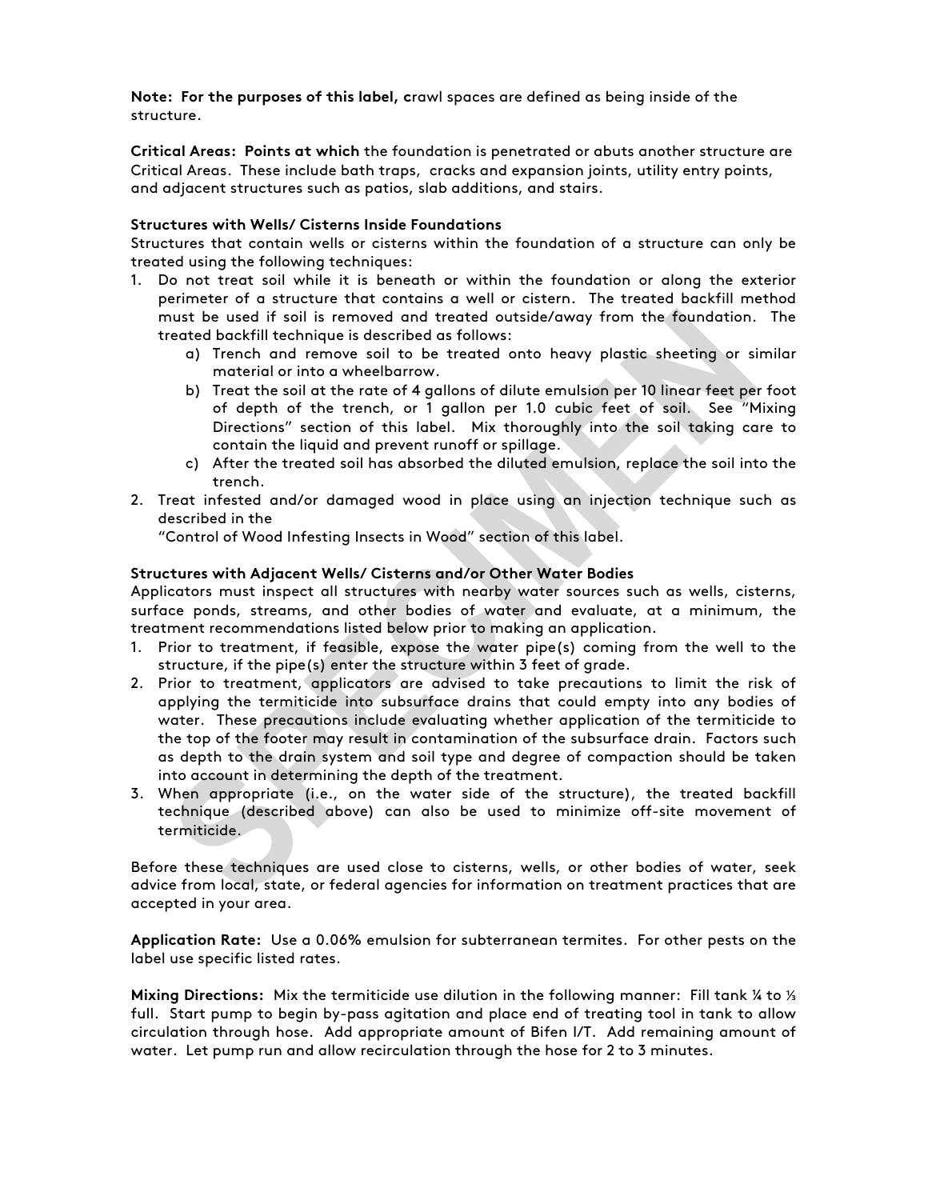**Note: For the purposes of this label, c**rawl spaces are defined as being inside of the structure.

**Critical Areas: Points at which** the foundation is penetrated or abuts another structure are Critical Areas. These include bath traps, cracks and expansion joints, utility entry points, and adjacent structures such as patios, slab additions, and stairs.

**Structures with Wells/ Cisterns Inside Foundations**

Structures that contain wells or cisterns within the foundation of a structure can only be treated using the following techniques:

1. Do not treat soil while it is beneath or within the foundation or along the exterior perimeter of a structure that contains a well or cistern. The treated backfill method must be used if soil is removed and treated outside/away from the foundation. The treated backfill technique is described as follows:
   a) Trench and remove soil to be treated onto heavy plastic sheeting or similar material or into a wheelbarrow.
   b) Treat the soil at the rate of 4 gallons of dilute emulsion per 10 linear feet per foot of depth of the trench, or 1 gallon per 1.0 cubic feet of soil. See "Mixing Directions" section of this label. Mix thoroughly into the soil taking care to contain the liquid and prevent runoff or spillage.
   c) After the treated soil has absorbed the diluted emulsion, replace the soil into the trench.
2. Treat infested and/or damaged wood in place using an injection technique such as described in the
   "Control of Wood Infesting Insects in Wood" section of this label.

**Structures with Adjacent Wells/ Cisterns and/or Other Water Bodies**

Applicators must inspect all structures with nearby water sources such as wells, cisterns, surface ponds, streams, and other bodies of water and evaluate, at a minimum, the treatment recommendations listed below prior to making an application.

1. Prior to treatment, if feasible, expose the water pipe(s) coming from the well to the structure, if the pipe(s) enter the structure within 3 feet of grade.
2. Prior to treatment, applicators are advised to take precautions to limit the risk of applying the termiticide into subsurface drains that could empty into any bodies of water. These precautions include evaluating whether application of the termiticide to the top of the footer may result in contamination of the subsurface drain. Factors such as depth to the drain system and soil type and degree of compaction should be taken into account in determining the depth of the treatment.
3. When appropriate (i.e., on the water side of the structure), the treated backfill technique (described above) can also be used to minimize off-site movement of termiticide.

Before these techniques are used close to cisterns, wells, or other bodies of water, seek advice from local, state, or federal agencies for information on treatment practices that are accepted in your area.

**Application Rate:** Use a 0.06% emulsion for subterranean termites. For other pests on the label use specific listed rates.

**Mixing Directions:** Mix the termiticide use dilution in the following manner: Fill tank ¼ to ⅓ full. Start pump to begin by-pass agitation and place end of treating tool in tank to allow circulation through hose. Add appropriate amount of Bifen I/T. Add remaining amount of water. Let pump run and allow recirculation through the hose for 2 to 3 minutes.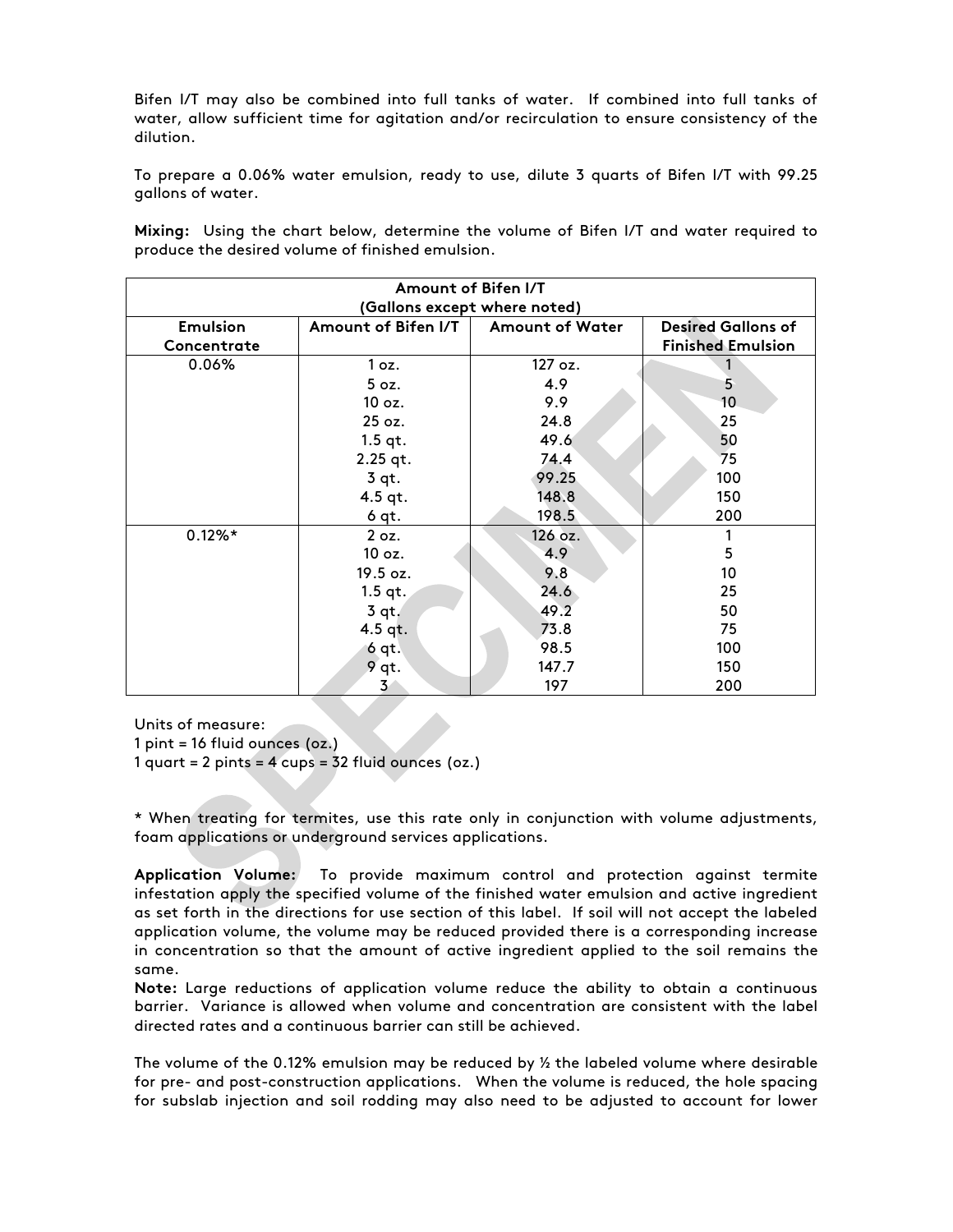Bifen I/T may also be combined into full tanks of water. If combined into full tanks of water, allow sufficient time for agitation and/or recirculation to ensure consistency of the dilution.

To prepare a 0.06% water emulsion, ready to use, dilute 3 quarts of Bifen I/T with 99.25 gallons of water.

**Mixing:** Using the chart below, determine the volume of Bifen I/T and water required to produce the desired volume of finished emulsion.

| Amount of Bifen I/T (Gallons except where noted) | | | |
|---|---|---|---|
| **Emulsion Concentrate** | **Amount of Bifen I/T** | **Amount of Water** | **Desired Gallons of Finished Emulsion** |
| 0.06% | 1 oz. | 127 oz. | 1 |
| | 5 oz. | 4.9 | 5 |
| | 10 oz. | 9.9 | 10 |
| | 25 oz. | 24.8 | 25 |
| | 1.5 qt. | 49.6 | 50 |
| | 2.25 qt. | 74.4 | 75 |
| | 3 qt. | 99.25 | 100 |
| | 4.5 qt. | 148.8 | 150 |
| | 6 qt. | 198.5 | 200 |
| 0.12%* | 2 oz. | 126 oz. | 1 |
| | 10 oz. | 4.9 | 5 |
| | 19.5 oz. | 9.8 | 10 |
| | 1.5 qt. | 24.6 | 25 |
| | 3 qt. | 49.2 | 50 |
| | 4.5 qt. | 73.8 | 75 |
| | 6 qt. | 98.5 | 100 |
| | 9 qt. | 147.7 | 150 |
| | 3 | 197 | 200 |

Units of measure:
1 pint = 16 fluid ounces (oz.)
1 quart = 2 pints = 4 cups = 32 fluid ounces (oz.)

* When treating for termites, use this rate only in conjunction with volume adjustments, foam applications or underground services applications.

**Application Volume:** To provide maximum control and protection against termite infestation apply the specified volume of the finished water emulsion and active ingredient as set forth in the directions for use section of this label. If soil will not accept the labeled application volume, the volume may be reduced provided there is a corresponding increase in concentration so that the amount of active ingredient applied to the soil remains the same.
**Note:** Large reductions of application volume reduce the ability to obtain a continuous barrier. Variance is allowed when volume and concentration are consistent with the label directed rates and a continuous barrier can still be achieved.

The volume of the 0.12% emulsion may be reduced by ½ the labeled volume where desirable for pre- and post-construction applications. When the volume is reduced, the hole spacing for subslab injection and soil rodding may also need to be adjusted to account for lower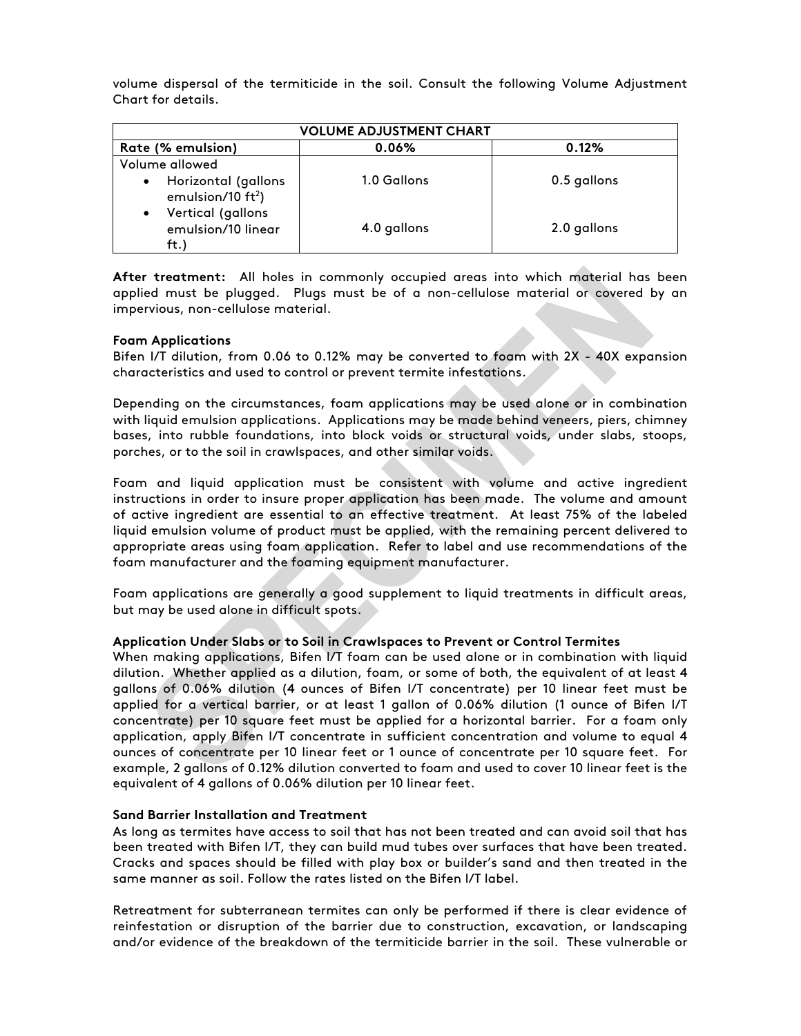volume dispersal of the termiticide in the soil. Consult the following Volume Adjustment Chart for details.

| VOLUME ADJUSTMENT CHART | | |
|---|---|---|
| Rate (% emulsion) | 0.06% | 0.12% |
| Volume allowed<br>• Horizontal (gallons emulsion/10 $ft^2$)<br>• Vertical (gallons emulsion/10 linear ft.) | 1.0 Gallons<br><br>4.0 gallons | 0.5 gallons<br><br>2.0 gallons |

**After treatment:** All holes in commonly occupied areas into which material has been applied must be plugged. Plugs must be of a non-cellulose material or covered by an impervious, non-cellulose material.

**Foam Applications**
Bifen I/T dilution, from 0.06 to 0.12% may be converted to foam with 2X - 40X expansion characteristics and used to control or prevent termite infestations.

Depending on the circumstances, foam applications may be used alone or in combination with liquid emulsion applications. Applications may be made behind veneers, piers, chimney bases, into rubble foundations, into block voids or structural voids, under slabs, stoops, porches, or to the soil in crawlspaces, and other similar voids.

Foam and liquid application must be consistent with volume and active ingredient instructions in order to insure proper application has been made. The volume and amount of active ingredient are essential to an effective treatment. At least 75% of the labeled liquid emulsion volume of product must be applied, with the remaining percent delivered to appropriate areas using foam application. Refer to label and use recommendations of the foam manufacturer and the foaming equipment manufacturer.

Foam applications are generally a good supplement to liquid treatments in difficult areas, but may be used alone in difficult spots.

**Application Under Slabs or to Soil in Crawlspaces to Prevent or Control Termites**
When making applications, Bifen I/T foam can be used alone or in combination with liquid dilution. Whether applied as a dilution, foam, or some of both, the equivalent of at least 4 gallons of 0.06% dilution (4 ounces of Bifen I/T concentrate) per 10 linear feet must be applied for a vertical barrier, or at least 1 gallon of 0.06% dilution (1 ounce of Bifen I/T concentrate) per 10 square feet must be applied for a horizontal barrier. For a foam only application, apply Bifen I/T concentrate in sufficient concentration and volume to equal 4 ounces of concentrate per 10 linear feet or 1 ounce of concentrate per 10 square feet. For example, 2 gallons of 0.12% dilution converted to foam and used to cover 10 linear feet is the equivalent of 4 gallons of 0.06% dilution per 10 linear feet.

**Sand Barrier Installation and Treatment**
As long as termites have access to soil that has not been treated and can avoid soil that has been treated with Bifen I/T, they can build mud tubes over surfaces that have been treated. Cracks and spaces should be filled with play box or builder's sand and then treated in the same manner as soil. Follow the rates listed on the Bifen I/T label.

Retreatment for subterranean termites can only be performed if there is clear evidence of reinfestation or disruption of the barrier due to construction, excavation, or landscaping and/or evidence of the breakdown of the termiticide barrier in the soil. These vulnerable or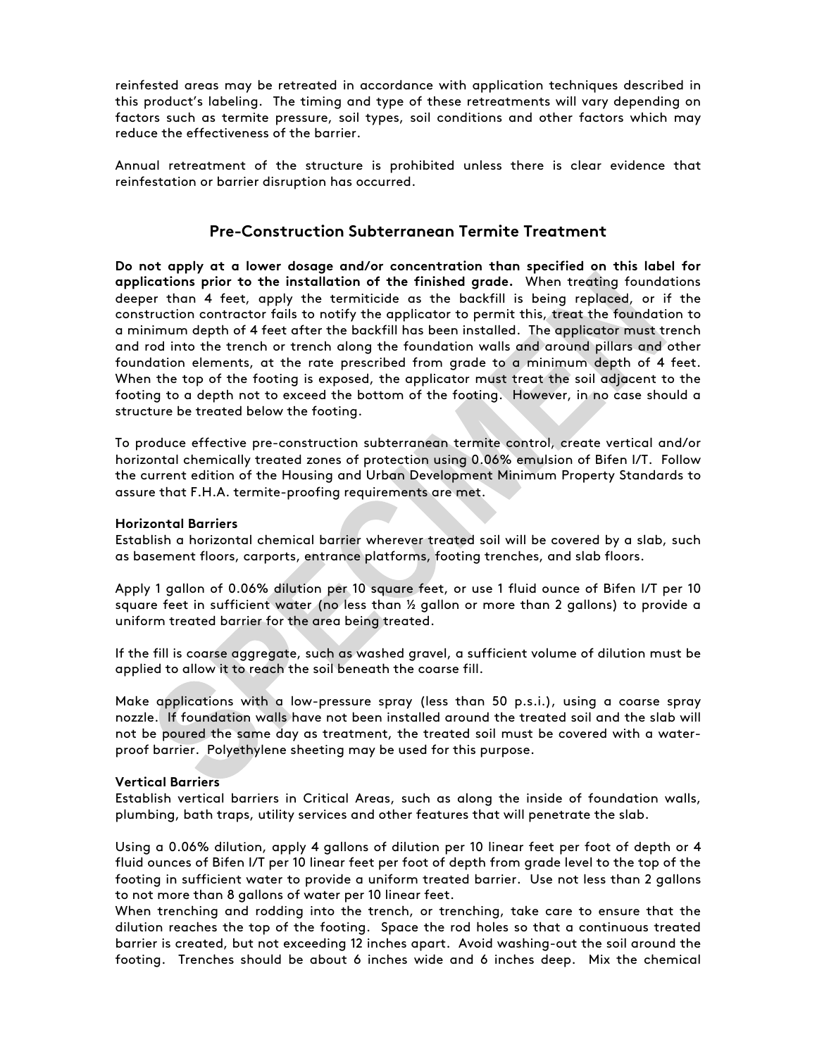reinfested areas may be retreated in accordance with application techniques described in this product's labeling. The timing and type of these retreatments will vary depending on factors such as termite pressure, soil types, soil conditions and other factors which may reduce the effectiveness of the barrier.

Annual retreatment of the structure is prohibited unless there is clear evidence that reinfestation or barrier disruption has occurred.

## Pre-Construction Subterranean Termite Treatment

**Do not apply at a lower dosage and/or concentration than specified on this label for applications prior to the installation of the finished grade.** When treating foundations deeper than 4 feet, apply the termiticide as the backfill is being replaced, or if the construction contractor fails to notify the applicator to permit this, treat the foundation to a minimum depth of 4 feet after the backfill has been installed. The applicator must trench and rod into the trench or trench along the foundation walls and around pillars and other foundation elements, at the rate prescribed from grade to a minimum depth of 4 feet. When the top of the footing is exposed, the applicator must treat the soil adjacent to the footing to a depth not to exceed the bottom of the footing. However, in no case should a structure be treated below the footing.

To produce effective pre-construction subterranean termite control, create vertical and/or horizontal chemically treated zones of protection using 0.06% emulsion of Bifen I/T. Follow the current edition of the Housing and Urban Development Minimum Property Standards to assure that F.H.A. termite-proofing requirements are met.

**Horizontal Barriers**

Establish a horizontal chemical barrier wherever treated soil will be covered by a slab, such as basement floors, carports, entrance platforms, footing trenches, and slab floors.

Apply 1 gallon of 0.06% dilution per 10 square feet, or use 1 fluid ounce of Bifen I/T per 10 square feet in sufficient water (no less than ½ gallon or more than 2 gallons) to provide a uniform treated barrier for the area being treated.

If the fill is coarse aggregate, such as washed gravel, a sufficient volume of dilution must be applied to allow it to reach the soil beneath the coarse fill.

Make applications with a low-pressure spray (less than 50 p.s.i.), using a coarse spray nozzle. If foundation walls have not been installed around the treated soil and the slab will not be poured the same day as treatment, the treated soil must be covered with a water-proof barrier. Polyethylene sheeting may be used for this purpose.

**Vertical Barriers**

Establish vertical barriers in Critical Areas, such as along the inside of foundation walls, plumbing, bath traps, utility services and other features that will penetrate the slab.

Using a 0.06% dilution, apply 4 gallons of dilution per 10 linear feet per foot of depth or 4 fluid ounces of Bifen I/T per 10 linear feet per foot of depth from grade level to the top of the footing in sufficient water to provide a uniform treated barrier. Use not less than 2 gallons to not more than 8 gallons of water per 10 linear feet.

When trenching and rodding into the trench, or trenching, take care to ensure that the dilution reaches the top of the footing. Space the rod holes so that a continuous treated barrier is created, but not exceeding 12 inches apart. Avoid washing-out the soil around the footing. Trenches should be about 6 inches wide and 6 inches deep. Mix the chemical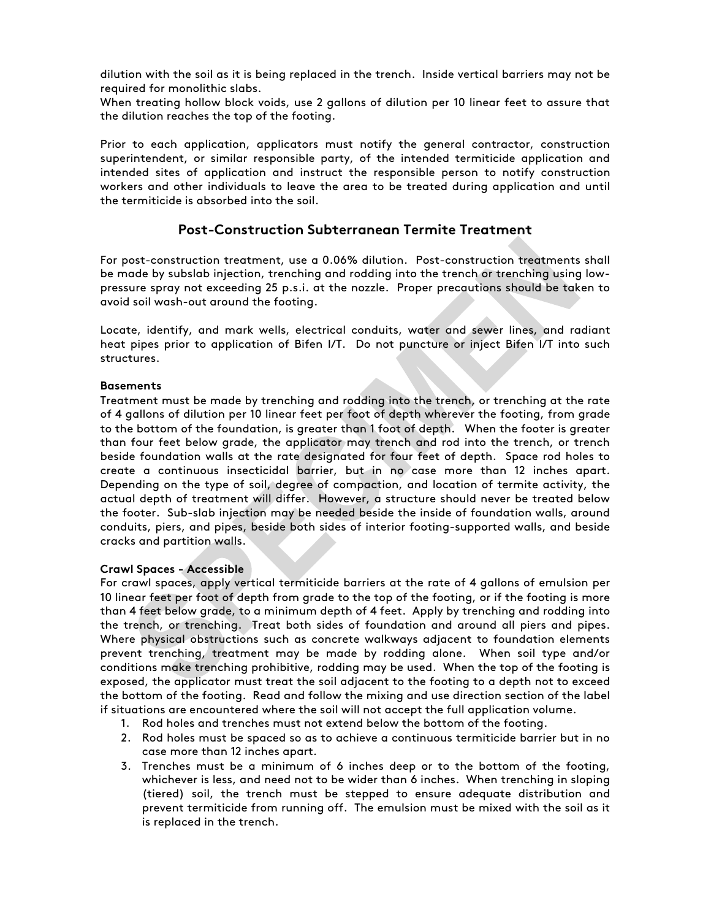dilution with the soil as it is being replaced in the trench. Inside vertical barriers may not be required for monolithic slabs.
When treating hollow block voids, use 2 gallons of dilution per 10 linear feet to assure that the dilution reaches the top of the footing.

Prior to each application, applicators must notify the general contractor, construction superintendent, or similar responsible party, of the intended termiticide application and intended sites of application and instruct the responsible person to notify construction workers and other individuals to leave the area to be treated during application and until the termiticide is absorbed into the soil.

## Post-Construction Subterranean Termite Treatment

For post-construction treatment, use a 0.06% dilution. Post-construction treatments shall be made by subslab injection, trenching and rodding into the trench or trenching using low-pressure spray not exceeding 25 p.s.i. at the nozzle. Proper precautions should be taken to avoid soil wash-out around the footing.

Locate, identify, and mark wells, electrical conduits, water and sewer lines, and radiant heat pipes prior to application of Bifen I/T. Do not puncture or inject Bifen I/T into such structures.

**Basements**
Treatment must be made by trenching and rodding into the trench, or trenching at the rate of 4 gallons of dilution per 10 linear feet per foot of depth wherever the footing, from grade to the bottom of the foundation, is greater than 1 foot of depth. When the footer is greater than four feet below grade, the applicator may trench and rod into the trench, or trench beside foundation walls at the rate designated for four feet of depth. Space rod holes to create a continuous insecticidal barrier, but in no case more than 12 inches apart. Depending on the type of soil, degree of compaction, and location of termite activity, the actual depth of treatment will differ. However, a structure should never be treated below the footer. Sub-slab injection may be needed beside the inside of foundation walls, around conduits, piers, and pipes, beside both sides of interior footing-supported walls, and beside cracks and partition walls.

**Crawl Spaces - Accessible**
For crawl spaces, apply vertical termiticide barriers at the rate of 4 gallons of emulsion per 10 linear feet per foot of depth from grade to the top of the footing, or if the footing is more than 4 feet below grade, to a minimum depth of 4 feet. Apply by trenching and rodding into the trench, or trenching. Treat both sides of foundation and around all piers and pipes. Where physical obstructions such as concrete walkways adjacent to foundation elements prevent trenching, treatment may be made by rodding alone. When soil type and/or conditions make trenching prohibitive, rodding may be used. When the top of the footing is exposed, the applicator must treat the soil adjacent to the footing to a depth not to exceed the bottom of the footing. Read and follow the mixing and use direction section of the label if situations are encountered where the soil will not accept the full application volume.

1. Rod holes and trenches must not extend below the bottom of the footing.
2. Rod holes must be spaced so as to achieve a continuous termiticide barrier but in no case more than 12 inches apart.
3. Trenches must be a minimum of 6 inches deep or to the bottom of the footing, whichever is less, and need not to be wider than 6 inches. When trenching in sloping (tiered) soil, the trench must be stepped to ensure adequate distribution and prevent termiticide from running off. The emulsion must be mixed with the soil as it is replaced in the trench.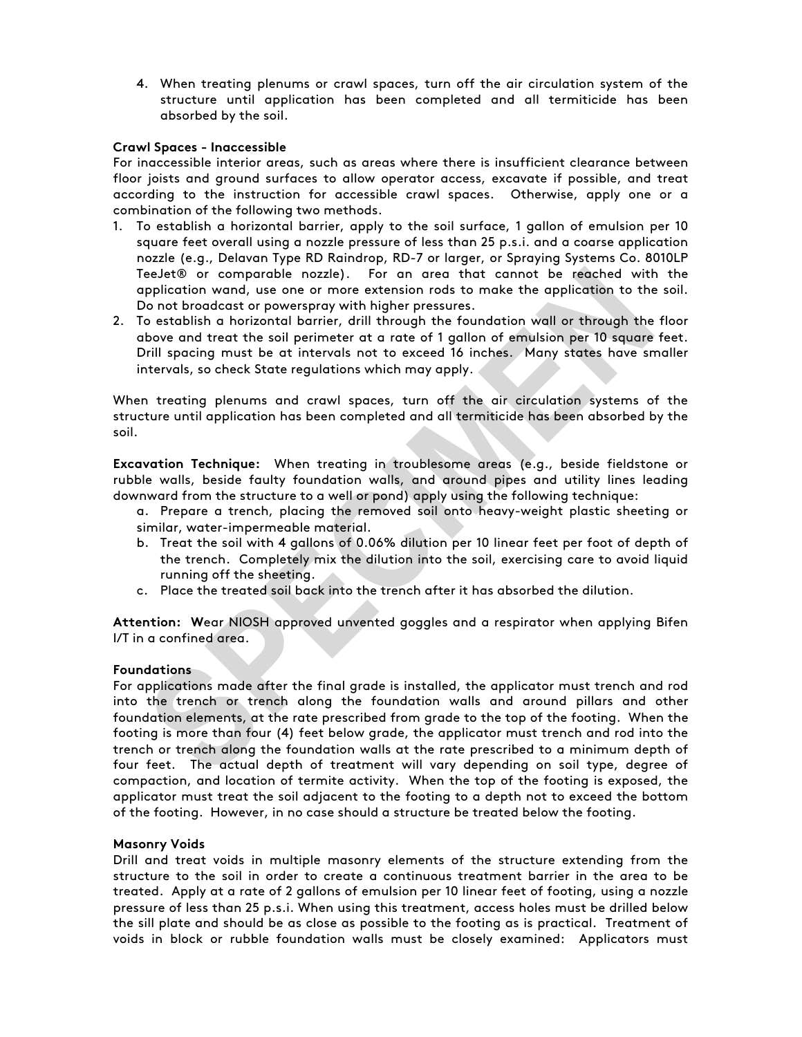4. When treating plenums or crawl spaces, turn off the air circulation system of the structure until application has been completed and all termiticide has been absorbed by the soil.

**Crawl Spaces - Inaccessible**

For inaccessible interior areas, such as areas where there is insufficient clearance between floor joists and ground surfaces to allow operator access, excavate if possible, and treat according to the instruction for accessible crawl spaces. Otherwise, apply one or a combination of the following two methods.

1. To establish a horizontal barrier, apply to the soil surface, 1 gallon of emulsion per 10 square feet overall using a nozzle pressure of less than 25 p.s.i. and a coarse application nozzle (e.g., Delavan Type RD Raindrop, RD-7 or larger, or Spraying Systems Co. 8010LP TeeJet® or comparable nozzle). For an area that cannot be reached with the application wand, use one or more extension rods to make the application to the soil. Do not broadcast or powerspray with higher pressures.
2. To establish a horizontal barrier, drill through the foundation wall or through the floor above and treat the soil perimeter at a rate of 1 gallon of emulsion per 10 square feet. Drill spacing must be at intervals not to exceed 16 inches. Many states have smaller intervals, so check State regulations which may apply.

When treating plenums and crawl spaces, turn off the air circulation systems of the structure until application has been completed and all termiticide has been absorbed by the soil.

**Excavation Technique:** When treating in troublesome areas (e.g., beside fieldstone or rubble walls, beside faulty foundation walls, and around pipes and utility lines leading downward from the structure to a well or pond) apply using the following technique:

a. Prepare a trench, placing the removed soil onto heavy-weight plastic sheeting or similar, water-impermeable material.
b. Treat the soil with 4 gallons of 0.06% dilution per 10 linear feet per foot of depth of the trench. Completely mix the dilution into the soil, exercising care to avoid liquid running off the sheeting.
c. Place the treated soil back into the trench after it has absorbed the dilution.

**Attention:** **W**ear NIOSH approved unvented goggles and a respirator when applying Bifen I/T in a confined area.

**Foundations**

For applications made after the final grade is installed, the applicator must trench and rod into the trench or trench along the foundation walls and around pillars and other foundation elements, at the rate prescribed from grade to the top of the footing. When the footing is more than four (4) feet below grade, the applicator must trench and rod into the trench or trench along the foundation walls at the rate prescribed to a minimum depth of four feet. The actual depth of treatment will vary depending on soil type, degree of compaction, and location of termite activity. When the top of the footing is exposed, the applicator must treat the soil adjacent to the footing to a depth not to exceed the bottom of the footing. However, in no case should a structure be treated below the footing.

**Masonry Voids**

Drill and treat voids in multiple masonry elements of the structure extending from the structure to the soil in order to create a continuous treatment barrier in the area to be treated. Apply at a rate of 2 gallons of emulsion per 10 linear feet of footing, using a nozzle pressure of less than 25 p.s.i. When using this treatment, access holes must be drilled below the sill plate and should be as close as possible to the footing as is practical. Treatment of voids in block or rubble foundation walls must be closely examined: Applicators must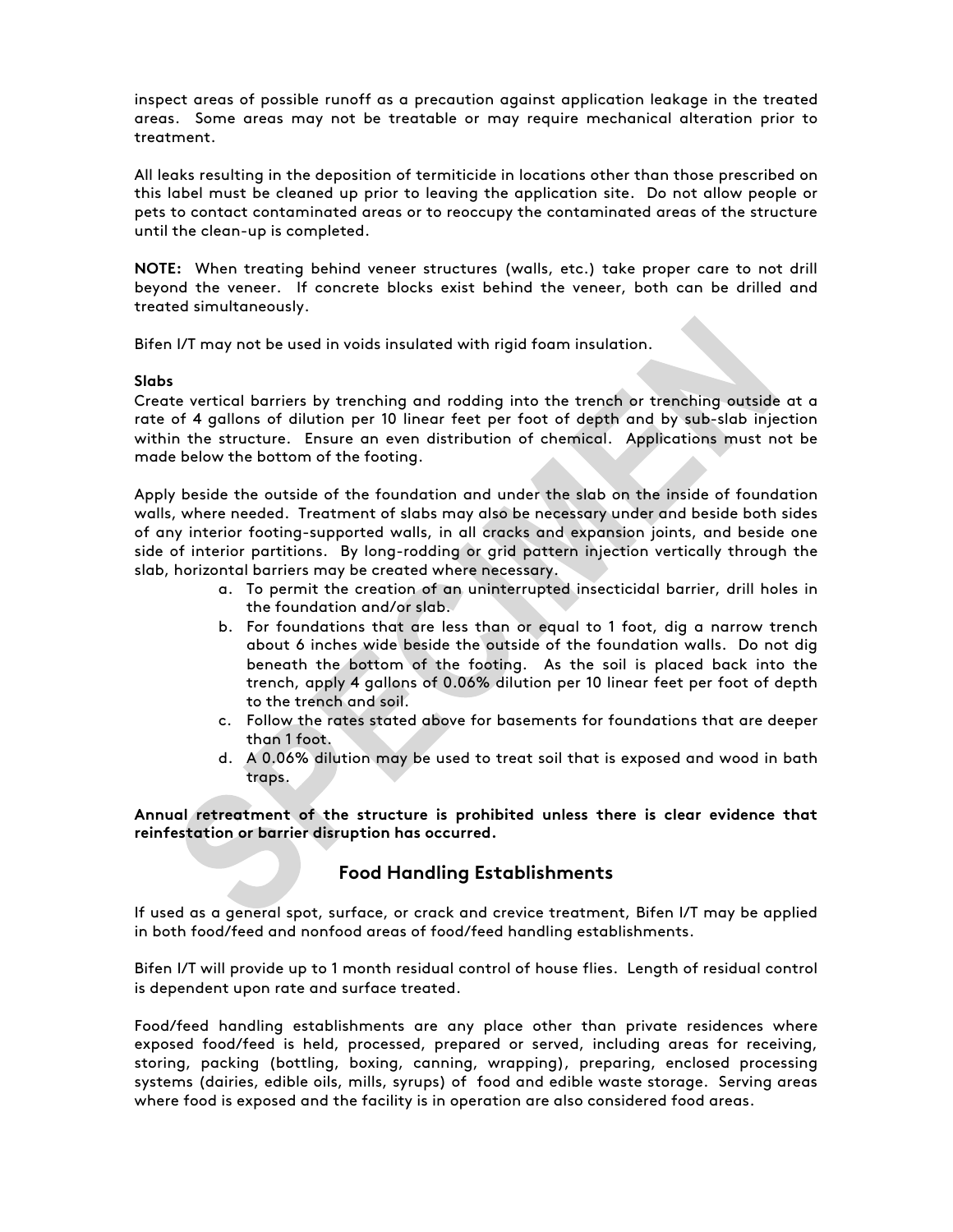inspect areas of possible runoff as a precaution against application leakage in the treated areas. Some areas may not be treatable or may require mechanical alteration prior to treatment.

All leaks resulting in the deposition of termiticide in locations other than those prescribed on this label must be cleaned up prior to leaving the application site. Do not allow people or pets to contact contaminated areas or to reoccupy the contaminated areas of the structure until the clean-up is completed.

**NOTE:** When treating behind veneer structures (walls, etc.) take proper care to not drill beyond the veneer. If concrete blocks exist behind the veneer, both can be drilled and treated simultaneously.

Bifen I/T may not be used in voids insulated with rigid foam insulation.

**Slabs**

Create vertical barriers by trenching and rodding into the trench or trenching outside at a rate of 4 gallons of dilution per 10 linear feet per foot of depth and by sub-slab injection within the structure. Ensure an even distribution of chemical. Applications must not be made below the bottom of the footing.

Apply beside the outside of the foundation and under the slab on the inside of foundation walls, where needed. Treatment of slabs may also be necessary under and beside both sides of any interior footing-supported walls, in all cracks and expansion joints, and beside one side of interior partitions. By long-rodding or grid pattern injection vertically through the slab, horizontal barriers may be created where necessary.

a. To permit the creation of an uninterrupted insecticidal barrier, drill holes in the foundation and/or slab.
b. For foundations that are less than or equal to 1 foot, dig a narrow trench about 6 inches wide beside the outside of the foundation walls. Do not dig beneath the bottom of the footing. As the soil is placed back into the trench, apply 4 gallons of 0.06% dilution per 10 linear feet per foot of depth to the trench and soil.
c. Follow the rates stated above for basements for foundations that are deeper than 1 foot.
d. A 0.06% dilution may be used to treat soil that is exposed and wood in bath traps.

**Annual retreatment of the structure is prohibited unless there is clear evidence that reinfestation or barrier disruption has occurred.**

## Food Handling Establishments

If used as a general spot, surface, or crack and crevice treatment, Bifen I/T may be applied in both food/feed and nonfood areas of food/feed handling establishments.

Bifen I/T will provide up to 1 month residual control of house flies. Length of residual control is dependent upon rate and surface treated.

Food/feed handling establishments are any place other than private residences where exposed food/feed is held, processed, prepared or served, including areas for receiving, storing, packing (bottling, boxing, canning, wrapping), preparing, enclosed processing systems (dairies, edible oils, mills, syrups) of food and edible waste storage. Serving areas where food is exposed and the facility is in operation are also considered food areas.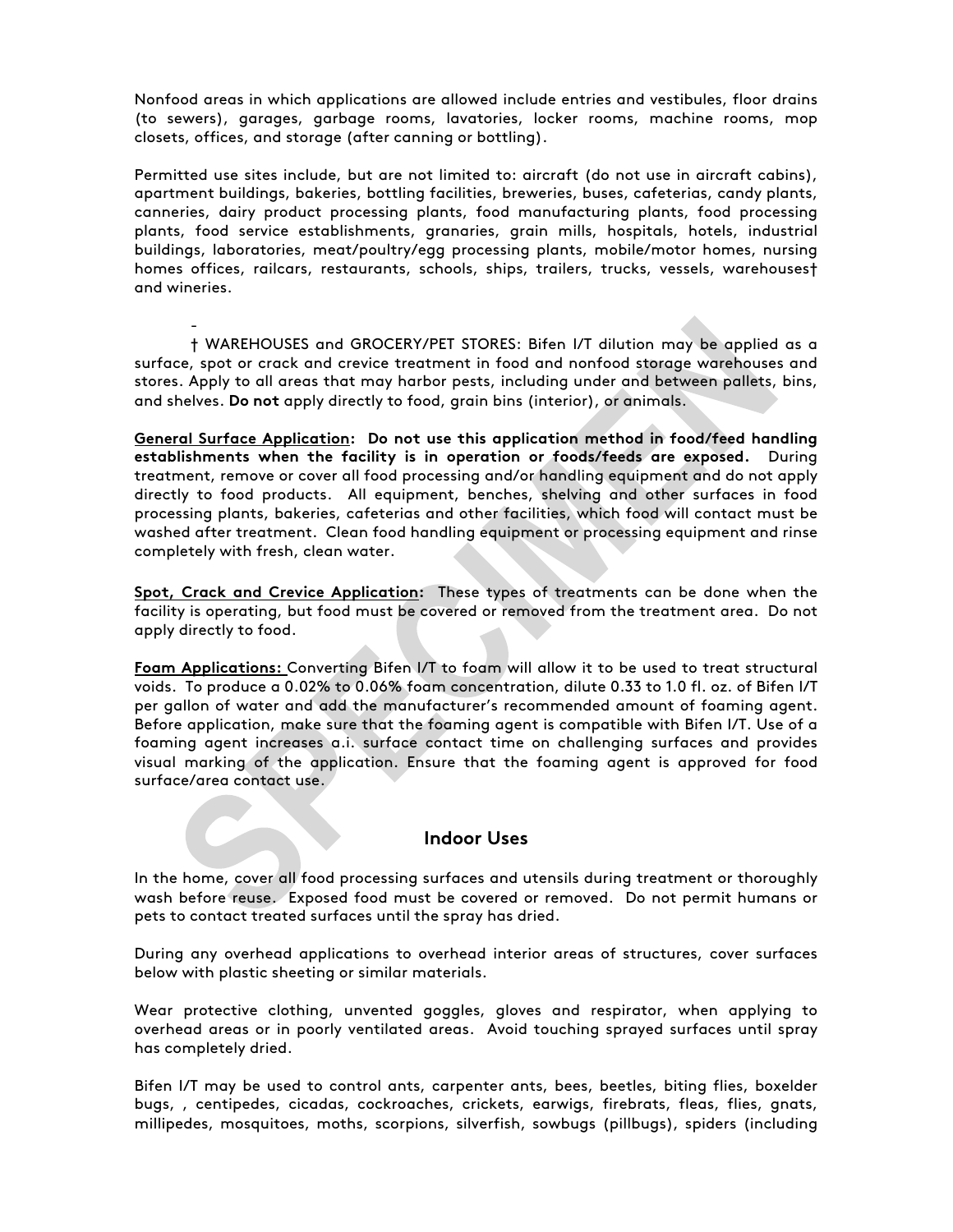Nonfood areas in which applications are allowed include entries and vestibules, floor drains (to sewers), garages, garbage rooms, lavatories, locker rooms, machine rooms, mop closets, offices, and storage (after canning or bottling).

Permitted use sites include, but are not limited to: aircraft (do not use in aircraft cabins), apartment buildings, bakeries, bottling facilities, breweries, buses, cafeterias, candy plants, canneries, dairy product processing plants, food manufacturing plants, food processing plants, food service establishments, granaries, grain mills, hospitals, hotels, industrial buildings, laboratories, meat/poultry/egg processing plants, mobile/motor homes, nursing homes offices, railcars, restaurants, schools, ships, trailers, trucks, vessels, warehouses† and wineries.

-

† WAREHOUSES and GROCERY/PET STORES: Bifen I/T dilution may be applied as a surface, spot or crack and crevice treatment in food and nonfood storage warehouses and stores. Apply to all areas that may harbor pests, including under and between pallets, bins, and shelves. **Do not** apply directly to food, grain bins (interior), or animals.

**General Surface Application: Do not use this application method in food/feed handling establishments when the facility is in operation or foods/feeds are exposed.** During treatment, remove or cover all food processing and/or handling equipment and do not apply directly to food products. All equipment, benches, shelving and other surfaces in food processing plants, bakeries, cafeterias and other facilities, which food will contact must be washed after treatment. Clean food handling equipment or processing equipment and rinse completely with fresh, clean water.

**Spot, Crack and Crevice Application:** These types of treatments can be done when the facility is operating, but food must be covered or removed from the treatment area. Do not apply directly to food.

**Foam Applications:** Converting Bifen I/T to foam will allow it to be used to treat structural voids. To produce a 0.02% to 0.06% foam concentration, dilute 0.33 to 1.0 fl. oz. of Bifen I/T per gallon of water and add the manufacturer's recommended amount of foaming agent. Before application, make sure that the foaming agent is compatible with Bifen I/T. Use of a foaming agent increases a.i. surface contact time on challenging surfaces and provides visual marking of the application. Ensure that the foaming agent is approved for food surface/area contact use.

## Indoor Uses

In the home, cover all food processing surfaces and utensils during treatment or thoroughly wash before reuse. Exposed food must be covered or removed. Do not permit humans or pets to contact treated surfaces until the spray has dried.

During any overhead applications to overhead interior areas of structures, cover surfaces below with plastic sheeting or similar materials.

Wear protective clothing, unvented goggles, gloves and respirator, when applying to overhead areas or in poorly ventilated areas. Avoid touching sprayed surfaces until spray has completely dried.

Bifen I/T may be used to control ants, carpenter ants, bees, beetles, biting flies, boxelder bugs, , centipedes, cicadas, cockroaches, crickets, earwigs, firebrats, fleas, flies, gnats, millipedes, mosquitoes, moths, scorpions, silverfish, sowbugs (pillbugs), spiders (including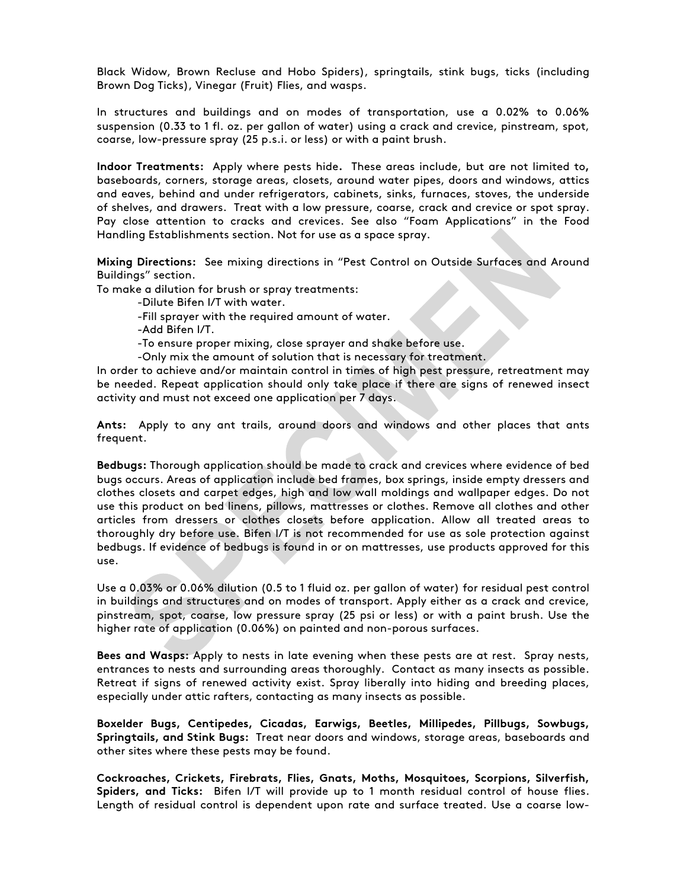Black Widow, Brown Recluse and Hobo Spiders), springtails, stink bugs, ticks (including Brown Dog Ticks), Vinegar (Fruit) Flies, and wasps.

In structures and buildings and on modes of transportation, use a 0.02% to 0.06% suspension (0.33 to 1 fl. oz. per gallon of water) using a crack and crevice, pinstream, spot, coarse, low-pressure spray (25 p.s.i. or less) or with a paint brush.

**Indoor Treatments:** Apply where pests hide**.** These areas include, but are not limited to**,** baseboards, corners, storage areas, closets, around water pipes, doors and windows, attics and eaves, behind and under refrigerators, cabinets, sinks, furnaces, stoves, the underside of shelves, and drawers. Treat with a low pressure, coarse, crack and crevice or spot spray. Pay close attention to cracks and crevices. See also "Foam Applications" in the Food Handling Establishments section. Not for use as a space spray.

**Mixing Directions:** See mixing directions in "Pest Control on Outside Surfaces and Around Buildings" section.

To make a dilution for brush or spray treatments:

- -Dilute Bifen I/T with water.
- -Fill sprayer with the required amount of water.
- -Add Bifen I/T.
- -To ensure proper mixing, close sprayer and shake before use.
- -Only mix the amount of solution that is necessary for treatment.

In order to achieve and/or maintain control in times of high pest pressure, retreatment may be needed. Repeat application should only take place if there are signs of renewed insect activity and must not exceed one application per 7 days.

**Ants:** Apply to any ant trails, around doors and windows and other places that ants frequent.

**Bedbugs:** Thorough application should be made to crack and crevices where evidence of bed bugs occurs. Areas of application include bed frames, box springs, inside empty dressers and clothes closets and carpet edges, high and low wall moldings and wallpaper edges. Do not use this product on bed linens, pillows, mattresses or clothes. Remove all clothes and other articles from dressers or clothes closets before application. Allow all treated areas to thoroughly dry before use. Bifen I/T is not recommended for use as sole protection against bedbugs. If evidence of bedbugs is found in or on mattresses, use products approved for this use.

Use a 0.03% or 0.06% dilution (0.5 to 1 fluid oz. per gallon of water) for residual pest control in buildings and structures and on modes of transport. Apply either as a crack and crevice, pinstream, spot, coarse, low pressure spray (25 psi or less) or with a paint brush. Use the higher rate of application (0.06%) on painted and non-porous surfaces.

**Bees and Wasps:** Apply to nests in late evening when these pests are at rest. Spray nests, entrances to nests and surrounding areas thoroughly. Contact as many insects as possible. Retreat if signs of renewed activity exist. Spray liberally into hiding and breeding places, especially under attic rafters, contacting as many insects as possible.

**Boxelder Bugs, Centipedes, Cicadas, Earwigs, Beetles, Millipedes, Pillbugs, Sowbugs, Springtails, and Stink Bugs:** Treat near doors and windows, storage areas, baseboards and other sites where these pests may be found.

**Cockroaches, Crickets, Firebrats, Flies, Gnats, Moths, Mosquitoes, Scorpions, Silverfish, Spiders, and Ticks:** Bifen I/T will provide up to 1 month residual control of house flies. Length of residual control is dependent upon rate and surface treated. Use a coarse low-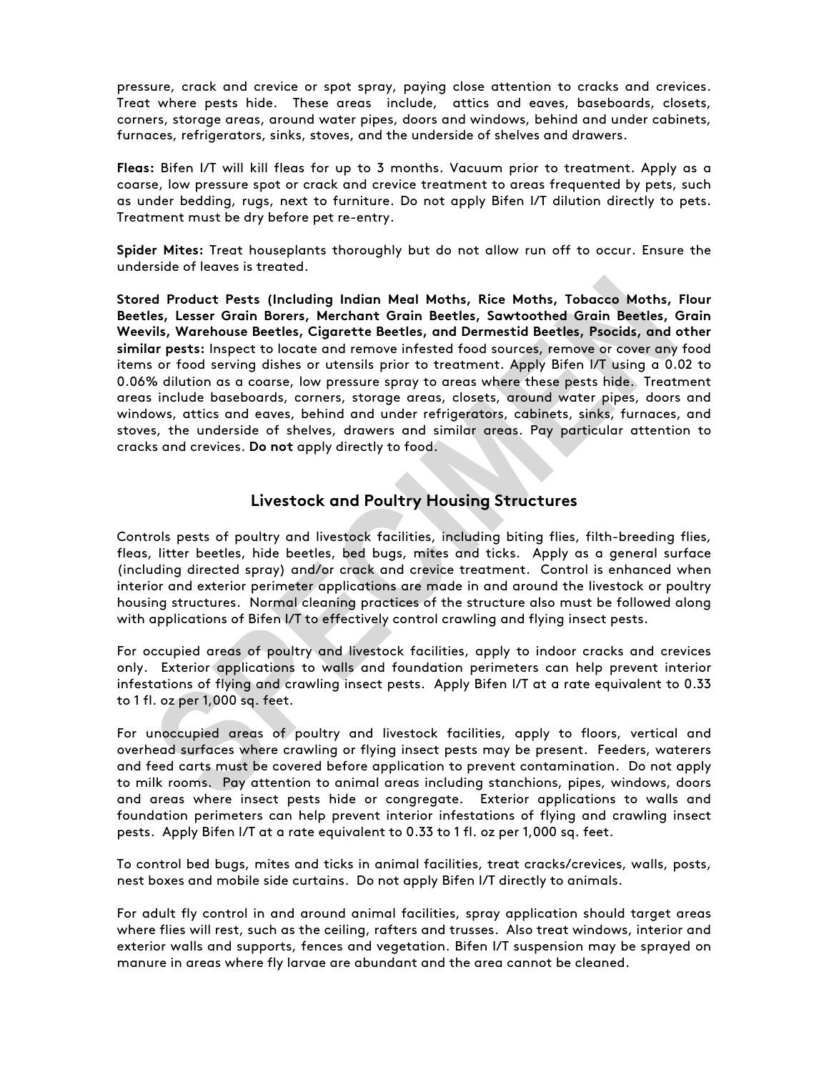pressure, crack and crevice or spot spray, paying close attention to cracks and crevices. Treat where pests hide. These areas include, attics and eaves, baseboards, closets, corners, storage areas, around water pipes, doors and windows, behind and under cabinets, furnaces, refrigerators, sinks, stoves, and the underside of shelves and drawers.

**Fleas:** Bifen I/T will kill fleas for up to 3 months. Vacuum prior to treatment. Apply as a coarse, low pressure spot or crack and crevice treatment to areas frequented by pets, such as under bedding, rugs, next to furniture. Do not apply Bifen I/T dilution directly to pets. Treatment must be dry before pet re-entry.

**Spider Mites:** Treat houseplants thoroughly but do not allow run off to occur. Ensure the underside of leaves is treated.

**Stored Product Pests (Including Indian Meal Moths, Rice Moths, Tobacco Moths, Flour Beetles, Lesser Grain Borers, Merchant Grain Beetles, Sawtoothed Grain Beetles, Grain Weevils, Warehouse Beetles, Cigarette Beetles, and Dermestid Beetles, Psocids, and other similar pests:** Inspect to locate and remove infested food sources, remove or cover any food items or food serving dishes or utensils prior to treatment. Apply Bifen I/T using a 0.02 to 0.06% dilution as a coarse, low pressure spray to areas where these pests hide. Treatment areas include baseboards, corners, storage areas, closets, around water pipes, doors and windows, attics and eaves, behind and under refrigerators, cabinets, sinks, furnaces, and stoves, the underside of shelves, drawers and similar areas. Pay particular attention to cracks and crevices. **Do not** apply directly to food.

## Livestock and Poultry Housing Structures

Controls pests of poultry and livestock facilities, including biting flies, filth-breeding flies, fleas, litter beetles, hide beetles, bed bugs, mites and ticks. Apply as a general surface (including directed spray) and/or crack and crevice treatment. Control is enhanced when interior and exterior perimeter applications are made in and around the livestock or poultry housing structures. Normal cleaning practices of the structure also must be followed along with applications of Bifen I/T to effectively control crawling and flying insect pests.

For occupied areas of poultry and livestock facilities, apply to indoor cracks and crevices only. Exterior applications to walls and foundation perimeters can help prevent interior infestations of flying and crawling insect pests. Apply Bifen I/T at a rate equivalent to 0.33 to 1 fl. oz per 1,000 sq. feet.

For unoccupied areas of poultry and livestock facilities, apply to floors, vertical and overhead surfaces where crawling or flying insect pests may be present. Feeders, waterers and feed carts must be covered before application to prevent contamination. Do not apply to milk rooms. Pay attention to animal areas including stanchions, pipes, windows, doors and areas where insect pests hide or congregate. Exterior applications to walls and foundation perimeters can help prevent interior infestations of flying and crawling insect pests. Apply Bifen I/T at a rate equivalent to 0.33 to 1 fl. oz per 1,000 sq. feet.

To control bed bugs, mites and ticks in animal facilities, treat cracks/crevices, walls, posts, nest boxes and mobile side curtains. Do not apply Bifen I/T directly to animals.

For adult fly control in and around animal facilities, spray application should target areas where flies will rest, such as the ceiling, rafters and trusses. Also treat windows, interior and exterior walls and supports, fences and vegetation. Bifen I/T suspension may be sprayed on manure in areas where fly larvae are abundant and the area cannot be cleaned.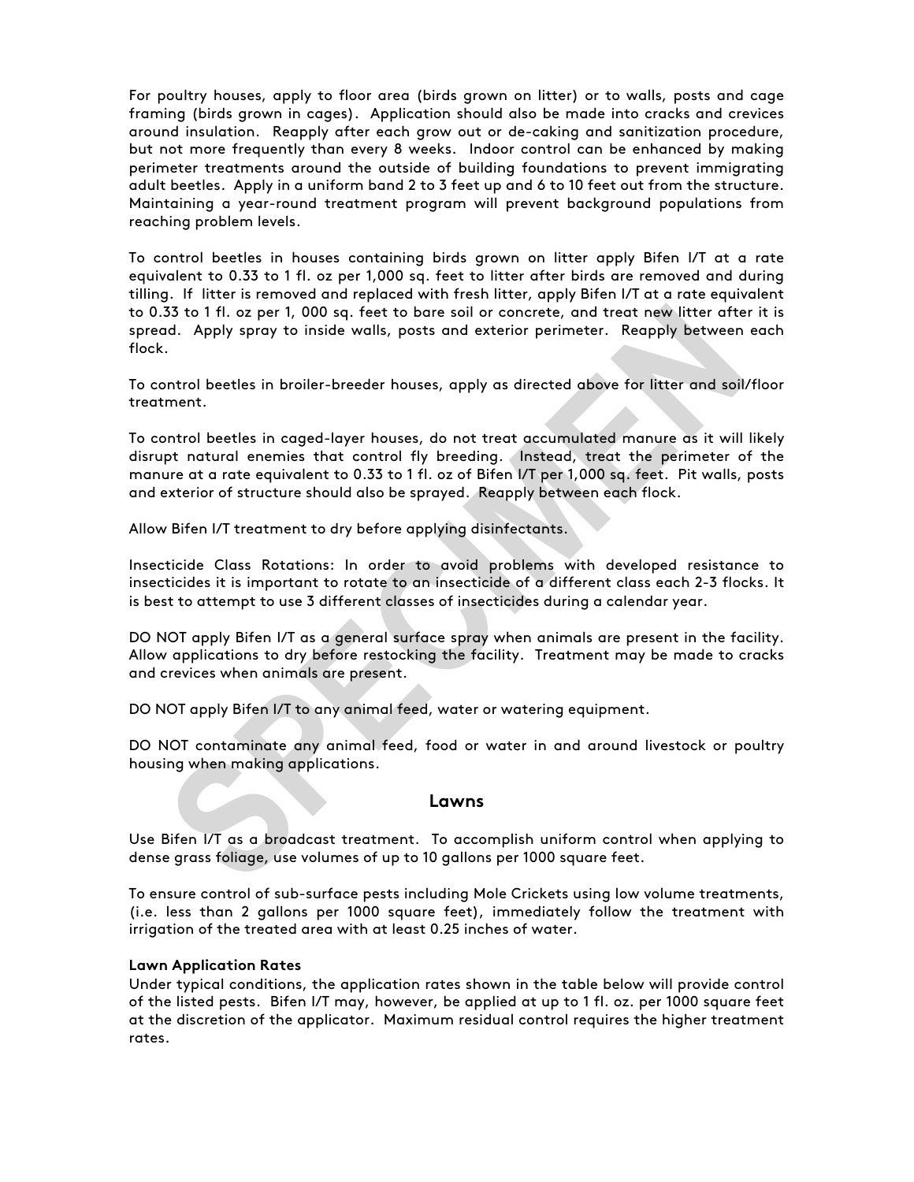For poultry houses, apply to floor area (birds grown on litter) or to walls, posts and cage framing (birds grown in cages). Application should also be made into cracks and crevices around insulation. Reapply after each grow out or de-caking and sanitization procedure, but not more frequently than every 8 weeks. Indoor control can be enhanced by making perimeter treatments around the outside of building foundations to prevent immigrating adult beetles. Apply in a uniform band 2 to 3 feet up and 6 to 10 feet out from the structure. Maintaining a year-round treatment program will prevent background populations from reaching problem levels.

To control beetles in houses containing birds grown on litter apply Bifen I/T at a rate equivalent to 0.33 to 1 fl. oz per 1,000 sq. feet to litter after birds are removed and during tilling. If litter is removed and replaced with fresh litter, apply Bifen I/T at a rate equivalent to 0.33 to 1 fl. oz per 1, 000 sq. feet to bare soil or concrete, and treat new litter after it is spread. Apply spray to inside walls, posts and exterior perimeter. Reapply between each flock.

To control beetles in broiler-breeder houses, apply as directed above for litter and soil/floor treatment.

To control beetles in caged-layer houses, do not treat accumulated manure as it will likely disrupt natural enemies that control fly breeding. Instead, treat the perimeter of the manure at a rate equivalent to 0.33 to 1 fl. oz of Bifen I/T per 1,000 sq. feet. Pit walls, posts and exterior of structure should also be sprayed. Reapply between each flock.

Allow Bifen I/T treatment to dry before applying disinfectants.

Insecticide Class Rotations: In order to avoid problems with developed resistance to insecticides it is important to rotate to an insecticide of a different class each 2-3 flocks. It is best to attempt to use 3 different classes of insecticides during a calendar year.

DO NOT apply Bifen I/T as a general surface spray when animals are present in the facility. Allow applications to dry before restocking the facility. Treatment may be made to cracks and crevices when animals are present.

DO NOT apply Bifen I/T to any animal feed, water or watering equipment.

DO NOT contaminate any animal feed, food or water in and around livestock or poultry housing when making applications.

## Lawns

Use Bifen I/T as a broadcast treatment. To accomplish uniform control when applying to dense grass foliage, use volumes of up to 10 gallons per 1000 square feet.

To ensure control of sub-surface pests including Mole Crickets using low volume treatments, (i.e. less than 2 gallons per 1000 square feet), immediately follow the treatment with irrigation of the treated area with at least 0.25 inches of water.

**Lawn Application Rates**
Under typical conditions, the application rates shown in the table below will provide control of the listed pests. Bifen I/T may, however, be applied at up to 1 fl. oz. per 1000 square feet at the discretion of the applicator. Maximum residual control requires the higher treatment rates.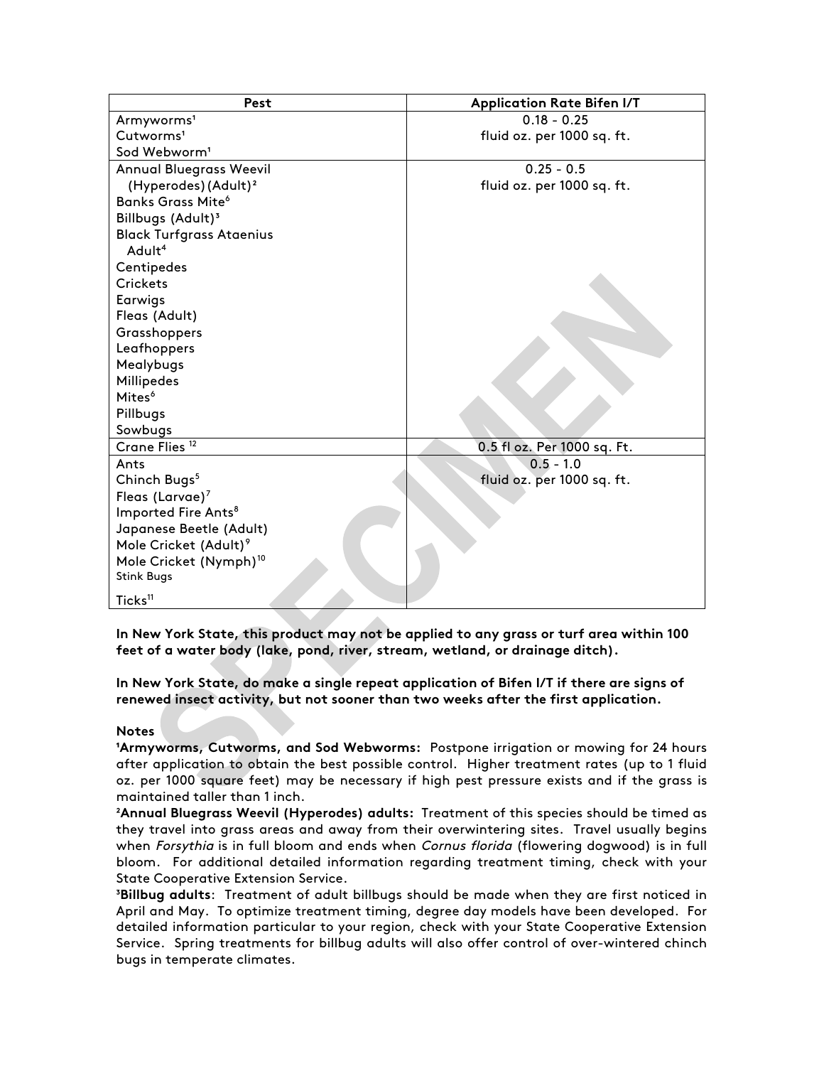| Pest | Application Rate Bifen I/T |
| --- | --- |
| Armyworms[1]<br>Cutworms[1]<br>Sod Webworm[1] | 0.18 - 0.25<br>fluid oz. per 1000 sq. ft. |
| Annual Bluegrass Weevil (Hyperodes) (Adult)[2]<br>Banks Grass Mite[6]<br>Billbugs (Adult)[3]<br>Black Turfgrass Ataenius Adult[4]<br>Centipedes<br>Crickets<br>Earwigs<br>Fleas (Adult)<br>Grasshoppers<br>Leafhoppers<br>Mealybugs<br>Millipedes<br>Mites[6]<br>Pillbugs<br>Sowbugs | 0.25 - 0.5<br>fluid oz. per 1000 sq. ft. |
| Crane Flies [12] | 0.5 fl oz. Per 1000 sq. Ft. |
| Ants<br>Chinch Bugs[5]<br>Fleas (Larvae)[7]<br>Imported Fire Ants[8]<br>Japanese Beetle (Adult)<br>Mole Cricket (Adult)[9]<br>Mole Cricket (Nymph)[10]<br>Stink Bugs<br>Ticks[11] | 0.5 - 1.0<br>fluid oz. per 1000 sq. ft. |

**In New York State, this product may not be applied to any grass or turf area within 100 feet of a water body (lake, pond, river, stream, wetland, or drainage ditch).**

**In New York State, do make a single repeat application of Bifen I/T if there are signs of renewed insect activity, but not sooner than two weeks after the first application.**

**Notes**

[1]**Armyworms, Cutworms, and Sod Webworms:** Postpone irrigation or mowing for 24 hours after application to obtain the best possible control. Higher treatment rates (up to 1 fluid oz. per 1000 square feet) may be necessary if high pest pressure exists and if the grass is maintained taller than 1 inch.

[2]**Annual Bluegrass Weevil (Hyperodes) adults:** Treatment of this species should be timed as they travel into grass areas and away from their overwintering sites. Travel usually begins when *Forsythia* is in full bloom and ends when *Cornus florida* (flowering dogwood) is in full bloom. For additional detailed information regarding treatment timing, check with your State Cooperative Extension Service.

[3]**Billbug adults**: Treatment of adult billbugs should be made when they are first noticed in April and May. To optimize treatment timing, degree day models have been developed. For detailed information particular to your region, check with your State Cooperative Extension Service. Spring treatments for billbug adults will also offer control of over-wintered chinch bugs in temperate climates.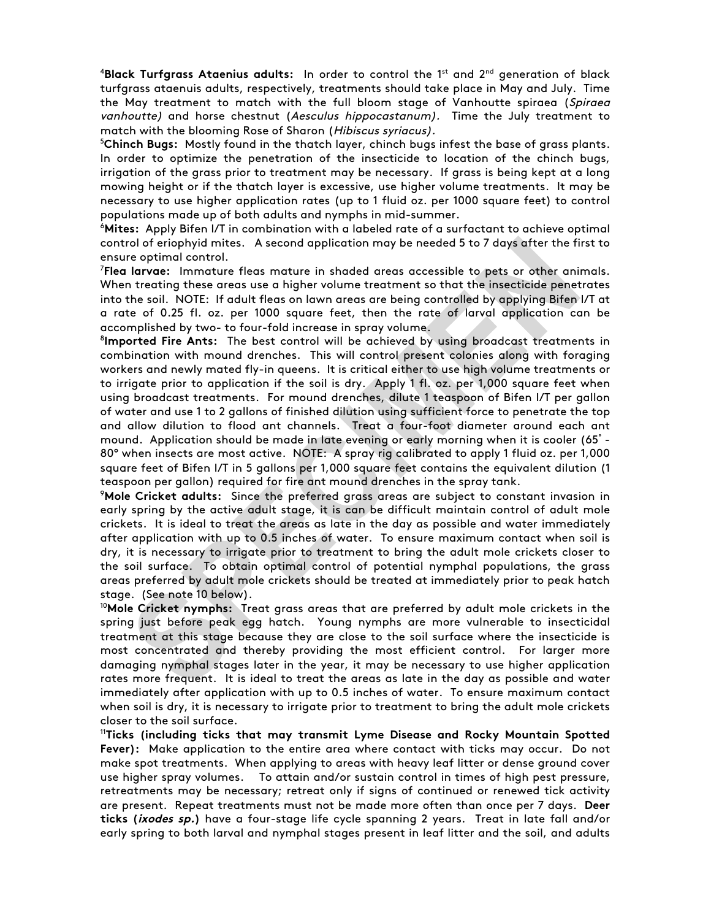[4]**Black Turfgrass Ataenius adults:** In order to control the 1st and 2nd generation of black turfgrass ataenuis adults, respectively, treatments should take place in May and July. Time the May treatment to match with the full bloom stage of Vanhoutte spiraea (*Spiraea vanhoutte)* and horse chestnut (*Aesculus hippocastanum).* Time the July treatment to match with the blooming Rose of Sharon (*Hibiscus syriacus).*

[5]**Chinch Bugs:** Mostly found in the thatch layer, chinch bugs infest the base of grass plants. In order to optimize the penetration of the insecticide to location of the chinch bugs, irrigation of the grass prior to treatment may be necessary. If grass is being kept at a long mowing height or if the thatch layer is excessive, use higher volume treatments. It may be necessary to use higher application rates (up to 1 fluid oz. per 1000 square feet) to control populations made up of both adults and nymphs in mid-summer.

[6]**Mites:** Apply Bifen I/T in combination with a labeled rate of a surfactant to achieve optimal control of eriophyid mites. A second application may be needed 5 to 7 days after the first to ensure optimal control.

[7]**Flea larvae:** Immature fleas mature in shaded areas accessible to pets or other animals. When treating these areas use a higher volume treatment so that the insecticide penetrates into the soil. NOTE: If adult fleas on lawn areas are being controlled by applying Bifen I/T at a rate of 0.25 fl. oz. per 1000 square feet, then the rate of larval application can be accomplished by two- to four-fold increase in spray volume.

[8]**Imported Fire Ants:** The best control will be achieved by using broadcast treatments in combination with mound drenches. This will control present colonies along with foraging workers and newly mated fly-in queens. It is critical either to use high volume treatments or to irrigate prior to application if the soil is dry. Apply 1 fl. oz. per 1,000 square feet when using broadcast treatments. For mound drenches, dilute 1 teaspoon of Bifen I/T per gallon of water and use 1 to 2 gallons of finished dilution using sufficient force to penetrate the top and allow dilution to flood ant channels. Treat a four-foot diameter around each ant mound. Application should be made in late evening or early morning when it is cooler (65˚ - 80° when insects are most active. NOTE: A spray rig calibrated to apply 1 fluid oz. per 1,000 square feet of Bifen I/T in 5 gallons per 1,000 square feet contains the equivalent dilution (1 teaspoon per gallon) required for fire ant mound drenches in the spray tank.

[9]**Mole Cricket adults:** Since the preferred grass areas are subject to constant invasion in early spring by the active adult stage, it is can be difficult maintain control of adult mole crickets. It is ideal to treat the areas as late in the day as possible and water immediately after application with up to 0.5 inches of water. To ensure maximum contact when soil is dry, it is necessary to irrigate prior to treatment to bring the adult mole crickets closer to the soil surface. To obtain optimal control of potential nymphal populations, the grass areas preferred by adult mole crickets should be treated at immediately prior to peak hatch stage. (See note 10 below).

[10]**Mole Cricket nymphs:** Treat grass areas that are preferred by adult mole crickets in the spring just before peak egg hatch. Young nymphs are more vulnerable to insecticidal treatment at this stage because they are close to the soil surface where the insecticide is most concentrated and thereby providing the most efficient control. For larger more damaging nymphal stages later in the year, it may be necessary to use higher application rates more frequent. It is ideal to treat the areas as late in the day as possible and water immediately after application with up to 0.5 inches of water. To ensure maximum contact when soil is dry, it is necessary to irrigate prior to treatment to bring the adult mole crickets closer to the soil surface.

[11]**Ticks (including ticks that may transmit Lyme Disease and Rocky Mountain Spotted Fever):** Make application to the entire area where contact with ticks may occur. Do not make spot treatments. When applying to areas with heavy leaf litter or dense ground cover use higher spray volumes. To attain and/or sustain control in times of high pest pressure, retreatments may be necessary; retreat only if signs of continued or renewed tick activity are present. Repeat treatments must not be made more often than once per 7 days. **Deer ticks (*ixodes sp.*)** have a four-stage life cycle spanning 2 years. Treat in late fall and/or early spring to both larval and nymphal stages present in leaf litter and the soil, and adults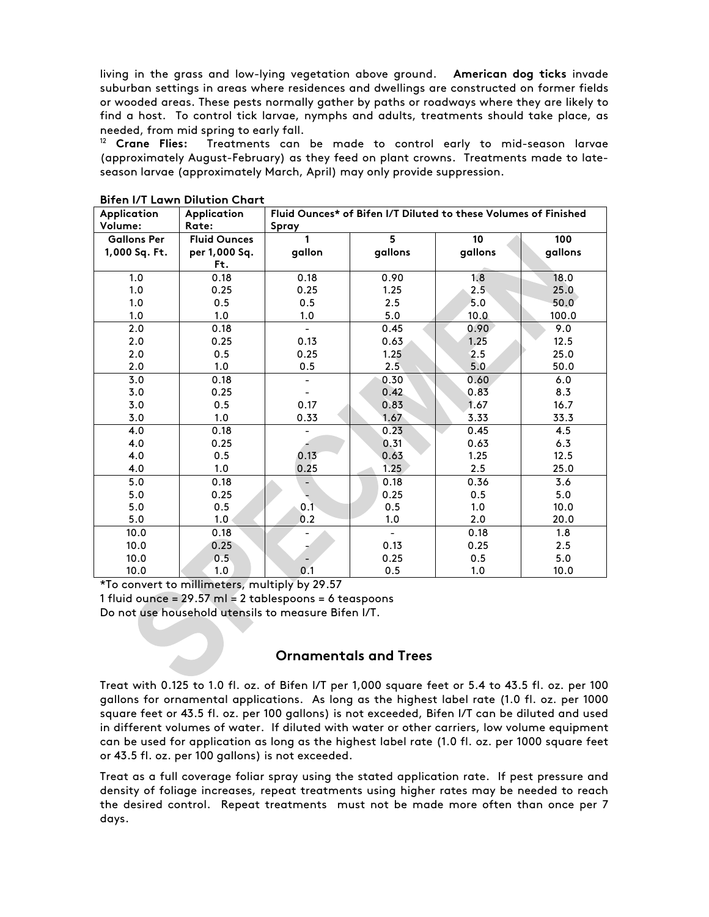living in the grass and low-lying vegetation above ground. **American dog ticks** invade suburban settings in areas where residences and dwellings are constructed on former fields or wooded areas. These pests normally gather by paths or roadways where they are likely to find a host. To control tick larvae, nymphs and adults, treatments should take place, as needed, from mid spring to early fall.

[12] **Crane Flies:** Treatments can be made to control early to mid-season larvae (approximately August-February) as they feed on plant crowns. Treatments made to late-season larvae (approximately March, April) may only provide suppression.

**Bifen I/T Lawn Dilution Chart**

| **Application Volume:** | **Application Rate:** | **Fluid Ounces* of Bifen I/T Diluted to these Volumes of Finished Spray** | | | |
|---|---|---|---|---|---|
| **Gallons Per 1,000 Sq. Ft.** | **Fluid Ounces per 1,000 Sq. Ft.** | **1 gallon** | **5 gallons** | **10 gallons** | **100 gallons** |
| 1.0 | 0.18 | 0.18 | 0.90 | 1.8 | 18.0 |
| 1.0 | 0.25 | 0.25 | 1.25 | 2.5 | 25.0 |
| 1.0 | 0.5 | 0.5 | 2.5 | 5.0 | 50.0 |
| 1.0 | 1.0 | 1.0 | 5.0 | 10.0 | 100.0 |
| 2.0 | 0.18 | - | 0.45 | 0.90 | 9.0 |
| 2.0 | 0.25 | 0.13 | 0.63 | 1.25 | 12.5 |
| 2.0 | 0.5 | 0.25 | 1.25 | 2.5 | 25.0 |
| 2.0 | 1.0 | 0.5 | 2.5 | 5.0 | 50.0 |
| 3.0 | 0.18 | - | 0.30 | 0.60 | 6.0 |
| 3.0 | 0.25 | - | 0.42 | 0.83 | 8.3 |
| 3.0 | 0.5 | 0.17 | 0.83 | 1.67 | 16.7 |
| 3.0 | 1.0 | 0.33 | 1.67 | 3.33 | 33.3 |
| 4.0 | 0.18 | - | 0.23 | 0.45 | 4.5 |
| 4.0 | 0.25 | - | 0.31 | 0.63 | 6.3 |
| 4.0 | 0.5 | 0.13 | 0.63 | 1.25 | 12.5 |
| 4.0 | 1.0 | 0.25 | 1.25 | 2.5 | 25.0 |
| 5.0 | 0.18 | - | 0.18 | 0.36 | 3.6 |
| 5.0 | 0.25 | - | 0.25 | 0.5 | 5.0 |
| 5.0 | 0.5 | 0.1 | 0.5 | 1.0 | 10.0 |
| 5.0 | 1.0 | 0.2 | 1.0 | 2.0 | 20.0 |
| 10.0 | 0.18 | - | - | 0.18 | 1.8 |
| 10.0 | 0.25 | - | 0.13 | 0.25 | 2.5 |
| 10.0 | 0.5 | - | 0.25 | 0.5 | 5.0 |
| 10.0 | 1.0 | 0.1 | 0.5 | 1.0 | 10.0 |

*To convert to millimeters, multiply by 29.57

1 fluid ounce = 29.57 ml = 2 tablespoons = 6 teaspoons

Do not use household utensils to measure Bifen I/T.

## Ornamentals and Trees

Treat with 0.125 to 1.0 fl. oz. of Bifen I/T per 1,000 square feet or 5.4 to 43.5 fl. oz. per 100 gallons for ornamental applications. As long as the highest label rate (1.0 fl. oz. per 1000 square feet or 43.5 fl. oz. per 100 gallons) is not exceeded, Bifen I/T can be diluted and used in different volumes of water. If diluted with water or other carriers, low volume equipment can be used for application as long as the highest label rate (1.0 fl. oz. per 1000 square feet or 43.5 fl. oz. per 100 gallons) is not exceeded.

Treat as a full coverage foliar spray using the stated application rate. If pest pressure and density of foliage increases, repeat treatments using higher rates may be needed to reach the desired control. Repeat treatments must not be made more often than once per 7 days.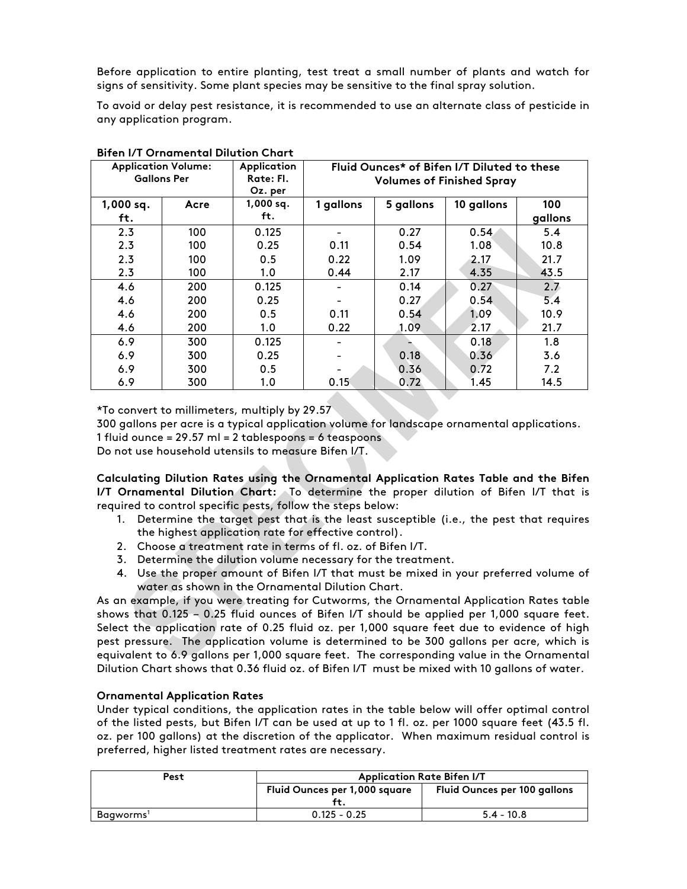Before application to entire planting, test treat a small number of plants and watch for signs of sensitivity. Some plant species may be sensitive to the final spray solution.

To avoid or delay pest resistance, it is recommended to use an alternate class of pesticide in any application program.

**Bifen I/T Ornamental Dilution Chart**

| Application Volume: Gallons Per | | Application Rate: Fl. Oz. per | Fluid Ounces* of Bifen I/T Diluted to these Volumes of Finished Spray | | | |
|---|---|---|---|---|---|---|
| 1,000 sq. ft. | Acre | 1,000 sq. ft. | 1 gallons | 5 gallons | 10 gallons | 100 gallons |
| 2.3 | 100 | 0.125 | - | 0.27 | 0.54 | 5.4 |
| 2.3 | 100 | 0.25 | 0.11 | 0.54 | 1.08 | 10.8 |
| 2.3 | 100 | 0.5 | 0.22 | 1.09 | 2.17 | 21.7 |
| 2.3 | 100 | 1.0 | 0.44 | 2.17 | 4.35 | 43.5 |
| 4.6 | 200 | 0.125 | - | 0.14 | 0.27 | 2.7 |
| 4.6 | 200 | 0.25 | - | 0.27 | 0.54 | 5.4 |
| 4.6 | 200 | 0.5 | 0.11 | 0.54 | 1.09 | 10.9 |
| 4.6 | 200 | 1.0 | 0.22 | 1.09 | 2.17 | 21.7 |
| 6.9 | 300 | 0.125 | - | - | 0.18 | 1.8 |
| 6.9 | 300 | 0.25 | - | 0.18 | 0.36 | 3.6 |
| 6.9 | 300 | 0.5 | - | 0.36 | 0.72 | 7.2 |
| 6.9 | 300 | 1.0 | 0.15 | 0.72 | 1.45 | 14.5 |

*To convert to millimeters, multiply by 29.57
300 gallons per acre is a typical application volume for landscape ornamental applications.
1 fluid ounce = 29.57 ml = 2 tablespoons = 6 teaspoons
Do not use household utensils to measure Bifen I/T.

**Calculating Dilution Rates using the Ornamental Application Rates Table and the Bifen I/T Ornamental Dilution Chart:** To determine the proper dilution of Bifen I/T that is required to control specific pests, follow the steps below:

1. Determine the target pest that is the least susceptible (i.e., the pest that requires the highest application rate for effective control).
2. Choose a treatment rate in terms of fl. oz. of Bifen I/T.
3. Determine the dilution volume necessary for the treatment.
4. Use the proper amount of Bifen I/T that must be mixed in your preferred volume of water as shown in the Ornamental Dilution Chart.

As an example, if you were treating for Cutworms, the Ornamental Application Rates table shows that 0.125 – 0.25 fluid ounces of Bifen I/T should be applied per 1,000 square feet. Select the application rate of 0.25 fluid oz. per 1,000 square feet due to evidence of high pest pressure. The application volume is determined to be 300 gallons per acre, which is equivalent to 6.9 gallons per 1,000 square feet. The corresponding value in the Ornamental Dilution Chart shows that 0.36 fluid oz. of Bifen I/T must be mixed with 10 gallons of water.

**Ornamental Application Rates**

Under typical conditions, the application rates in the table below will offer optimal control of the listed pests, but Bifen I/T can be used at up to 1 fl. oz. per 1000 square feet (43.5 fl. oz. per 100 gallons) at the discretion of the applicator. When maximum residual control is preferred, higher listed treatment rates are necessary.

| Pest | Application Rate Bifen I/T | |
|---|---|---|
| | Fluid Ounces per 1,000 square ft. | Fluid Ounces per 100 gallons |
| Bagworms[1] | 0.125 - 0.25 | 5.4 - 10.8 |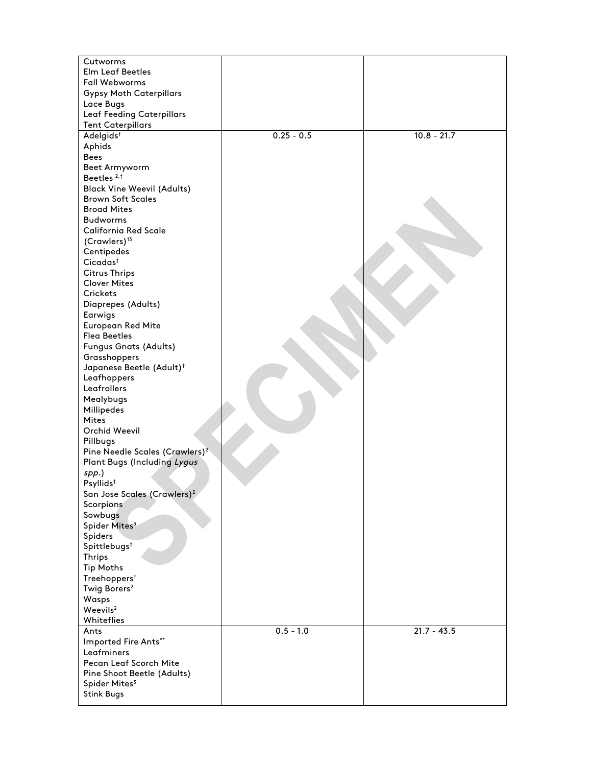| | | |
|---|---|---|
| Cutworms<br>Elm Leaf Beetles<br>Fall Webworms<br>Gypsy Moth Caterpillars<br>Lace Bugs<br>Leaf Feeding Caterpillars<br>Tent Caterpillars | | |
| Adelgids[†]<br>Aphids<br>Bees<br>Beet Armyworm<br>Beetles[2,†]<br>Black Vine Weevil (Adults)<br>Brown Soft Scales<br>Broad Mites<br>Budworms<br>California Red Scale (Crawlers)[13]<br>Centipedes<br>Cicadas[†]<br>Citrus Thrips<br>Clover Mites<br>Crickets<br>Diaprepes (Adults)<br>Earwigs<br>European Red Mite<br>Flea Beetles<br>Fungus Gnats (Adults)<br>Grasshoppers<br>Japanese Beetle (Adult)[†]<br>Leafhoppers<br>Leafrollers<br>Mealybugs<br>Millipedes<br>Mites<br>Orchid Weevil<br>Pillbugs<br>Pine Needle Scales (Crawlers)[2]<br>Plant Bugs (Including *Lygus spp.*)<br>Psyllids[†]<br>San Jose Scales (Crawlers)[2]<br>Scorpions<br>Sowbugs<br>Spider Mites[3]<br>Spiders<br>Spittlebugs[†]<br>Thrips<br>Tip Moths<br>Treehoppers[†]<br>Twig Borers[2]<br>Wasps<br>Weevils[2]<br>Whiteflies | 0.25 - 0.5 | 10.8 - 21.7 |
| Ants<br>Imported Fire Ants[**]<br>Leafminers<br>Pecan Leaf Scorch Mite<br>Pine Shoot Beetle (Adults)<br>Spider Mites[3]<br>Stink Bugs | 0.5 - 1.0 | 21.7 - 43.5 |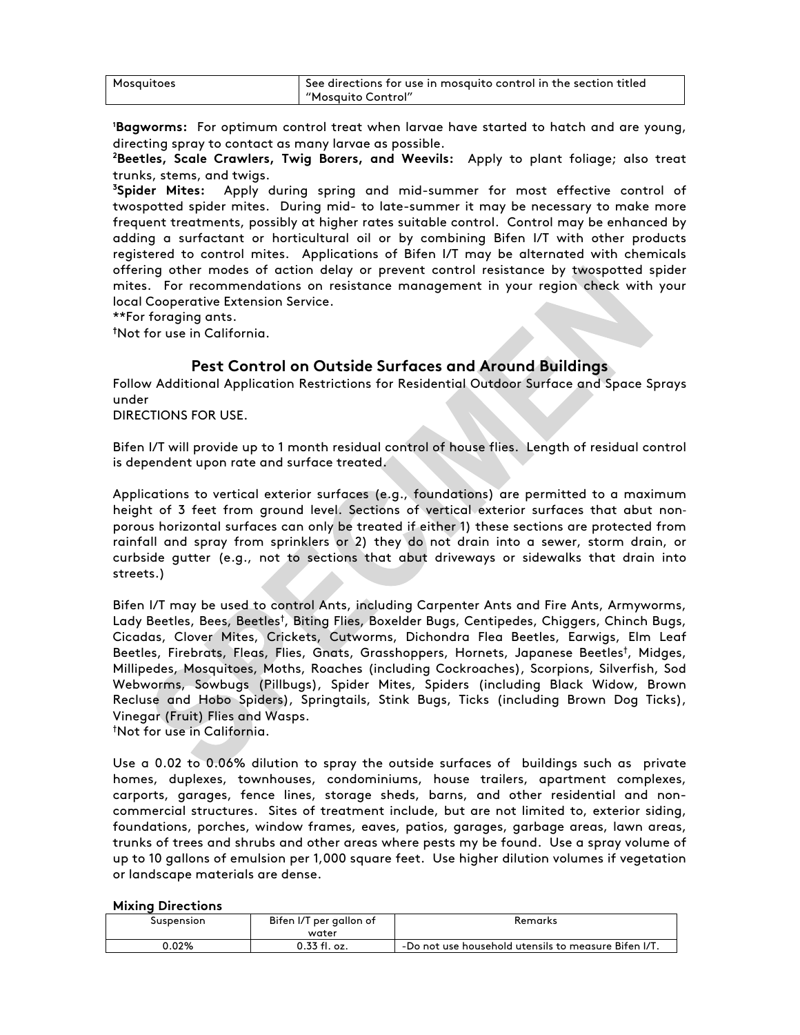| Mosquitoes | See directions for use in mosquito control in the section titled "Mosquito Control" |
| --- | --- |

[1]**Bagworms:** For optimum control treat when larvae have started to hatch and are young, directing spray to contact as many larvae as possible.
[2]**Beetles, Scale Crawlers, Twig Borers, and Weevils:** Apply to plant foliage; also treat trunks, stems, and twigs.
[3]**Spider Mites:** Apply during spring and mid-summer for most effective control of twospotted spider mites. During mid- to late-summer it may be necessary to make more frequent treatments, possibly at higher rates suitable control. Control may be enhanced by adding a surfactant or horticultural oil or by combining Bifen I/T with other products registered to control mites. Applications of Bifen I/T may be alternated with chemicals offering other modes of action delay or prevent control resistance by twospotted spider mites. For recommendations on resistance management in your region check with your local Cooperative Extension Service.
**For foraging ants.
†Not for use in California.

## Pest Control on Outside Surfaces and Around Buildings

Follow Additional Application Restrictions for Residential Outdoor Surface and Space Sprays under
DIRECTIONS FOR USE.

Bifen I/T will provide up to 1 month residual control of house flies. Length of residual control is dependent upon rate and surface treated.

Applications to vertical exterior surfaces (e.g., foundations) are permitted to a maximum height of 3 feet from ground level. Sections of vertical exterior surfaces that abut non-porous horizontal surfaces can only be treated if either 1) these sections are protected from rainfall and spray from sprinklers or 2) they do not drain into a sewer, storm drain, or curbside gutter (e.g., not to sections that abut driveways or sidewalks that drain into streets.)

Bifen I/T may be used to control Ants, including Carpenter Ants and Fire Ants, Armyworms, Lady Beetles, Bees, Beetles†, Biting Flies, Boxelder Bugs, Centipedes, Chiggers, Chinch Bugs, Cicadas, Clover Mites, Crickets, Cutworms, Dichondra Flea Beetles, Earwigs, Elm Leaf Beetles, Firebrats, Fleas, Flies, Gnats, Grasshoppers, Hornets, Japanese Beetles†, Midges, Millipedes, Mosquitoes, Moths, Roaches (including Cockroaches), Scorpions, Silverfish, Sod Webworms, Sowbugs (Pillbugs), Spider Mites, Spiders (including Black Widow, Brown Recluse and Hobo Spiders), Springtails, Stink Bugs, Ticks (including Brown Dog Ticks), Vinegar (Fruit) Flies and Wasps.
†Not for use in California.

Use a 0.02 to 0.06% dilution to spray the outside surfaces of buildings such as private homes, duplexes, townhouses, condominiums, house trailers, apartment complexes, carports, garages, fence lines, storage sheds, barns, and other residential and non-commercial structures. Sites of treatment include, but are not limited to, exterior siding, foundations, porches, window frames, eaves, patios, garages, garbage areas, lawn areas, trunks of trees and shrubs and other areas where pests my be found. Use a spray volume of up to 10 gallons of emulsion per 1,000 square feet. Use higher dilution volumes if vegetation or landscape materials are dense.

**Mixing Directions**

| Suspension | Bifen I/T per gallon of water | Remarks |
| --- | --- | --- |
| 0.02% | 0.33 fl. oz. | -Do not use household utensils to measure Bifen I/T. |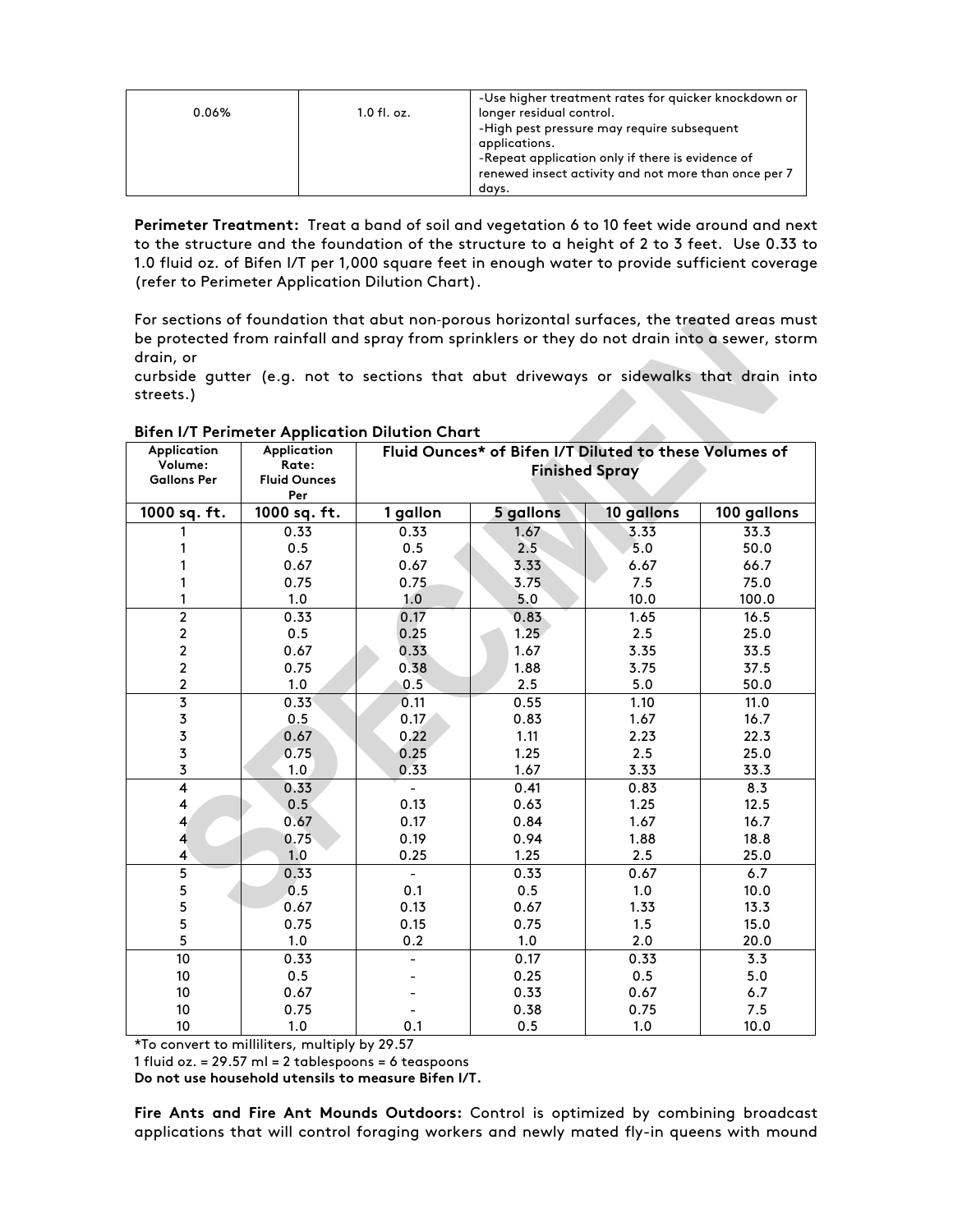| 0.06% | 1.0 fl. oz. | -Use higher treatment rates for quicker knockdown or longer residual control.<br>-High pest pressure may require subsequent applications.<br>-Repeat application only if there is evidence of renewed insect activity and not more than once per 7 days. |
|---|---|---|

**Perimeter Treatment:** Treat a band of soil and vegetation 6 to 10 feet wide around and next to the structure and the foundation of the structure to a height of 2 to 3 feet. Use 0.33 to 1.0 fluid oz. of Bifen I/T per 1,000 square feet in enough water to provide sufficient coverage (refer to Perimeter Application Dilution Chart).

For sections of foundation that abut non-porous horizontal surfaces, the treated areas must be protected from rainfall and spray from sprinklers or they do not drain into a sewer, storm drain, or
curbside gutter (e.g. not to sections that abut driveways or sidewalks that drain into streets.)

**Bifen I/T Perimeter Application Dilution Chart**

| Application Volume: Gallons Per | Application Rate: Fluid Ounces Per | Fluid Ounces* of Bifen I/T Diluted to these Volumes of Finished Spray | | | |
|---|---|---|---|---|---|
| **1000 sq. ft.** | **1000 sq. ft.** | **1 gallon** | **5 gallons** | **10 gallons** | **100 gallons** |
| 1 | 0.33 | 0.33 | 1.67 | 3.33 | 33.3 |
| 1 | 0.5 | 0.5 | 2.5 | 5.0 | 50.0 |
| 1 | 0.67 | 0.67 | 3.33 | 6.67 | 66.7 |
| 1 | 0.75 | 0.75 | 3.75 | 7.5 | 75.0 |
| 1 | 1.0 | 1.0 | 5.0 | 10.0 | 100.0 |
| 2 | 0.33 | 0.17 | 0.83 | 1.65 | 16.5 |
| 2 | 0.5 | 0.25 | 1.25 | 2.5 | 25.0 |
| 2 | 0.67 | 0.33 | 1.67 | 3.35 | 33.5 |
| 2 | 0.75 | 0.38 | 1.88 | 3.75 | 37.5 |
| 2 | 1.0 | 0.5 | 2.5 | 5.0 | 50.0 |
| 3 | 0.33 | 0.11 | 0.55 | 1.10 | 11.0 |
| 3 | 0.5 | 0.17 | 0.83 | 1.67 | 16.7 |
| 3 | 0.67 | 0.22 | 1.11 | 2.23 | 22.3 |
| 3 | 0.75 | 0.25 | 1.25 | 2.5 | 25.0 |
| 3 | 1.0 | 0.33 | 1.67 | 3.33 | 33.3 |
| 4 | 0.33 | - | 0.41 | 0.83 | 8.3 |
| 4 | 0.5 | 0.13 | 0.63 | 1.25 | 12.5 |
| 4 | 0.67 | 0.17 | 0.84 | 1.67 | 16.7 |
| 4 | 0.75 | 0.19 | 0.94 | 1.88 | 18.8 |
| 4 | 1.0 | 0.25 | 1.25 | 2.5 | 25.0 |
| 5 | 0.33 | - | 0.33 | 0.67 | 6.7 |
| 5 | 0.5 | 0.1 | 0.5 | 1.0 | 10.0 |
| 5 | 0.67 | 0.13 | 0.67 | 1.33 | 13.3 |
| 5 | 0.75 | 0.15 | 0.75 | 1.5 | 15.0 |
| 5 | 1.0 | 0.2 | 1.0 | 2.0 | 20.0 |
| 10 | 0.33 | - | 0.17 | 0.33 | 3.3 |
| 10 | 0.5 | - | 0.25 | 0.5 | 5.0 |
| 10 | 0.67 | - | 0.33 | 0.67 | 6.7 |
| 10 | 0.75 | - | 0.38 | 0.75 | 7.5 |
| 10 | 1.0 | 0.1 | 0.5 | 1.0 | 10.0 |

*To convert to milliliters, multiply by 29.57
1 fluid oz. = 29.57 ml = 2 tablespoons = 6 teaspoons
**Do not use household utensils to measure Bifen I/T.**

**Fire Ants and Fire Ant Mounds Outdoors:** Control is optimized by combining broadcast applications that will control foraging workers and newly mated fly-in queens with mound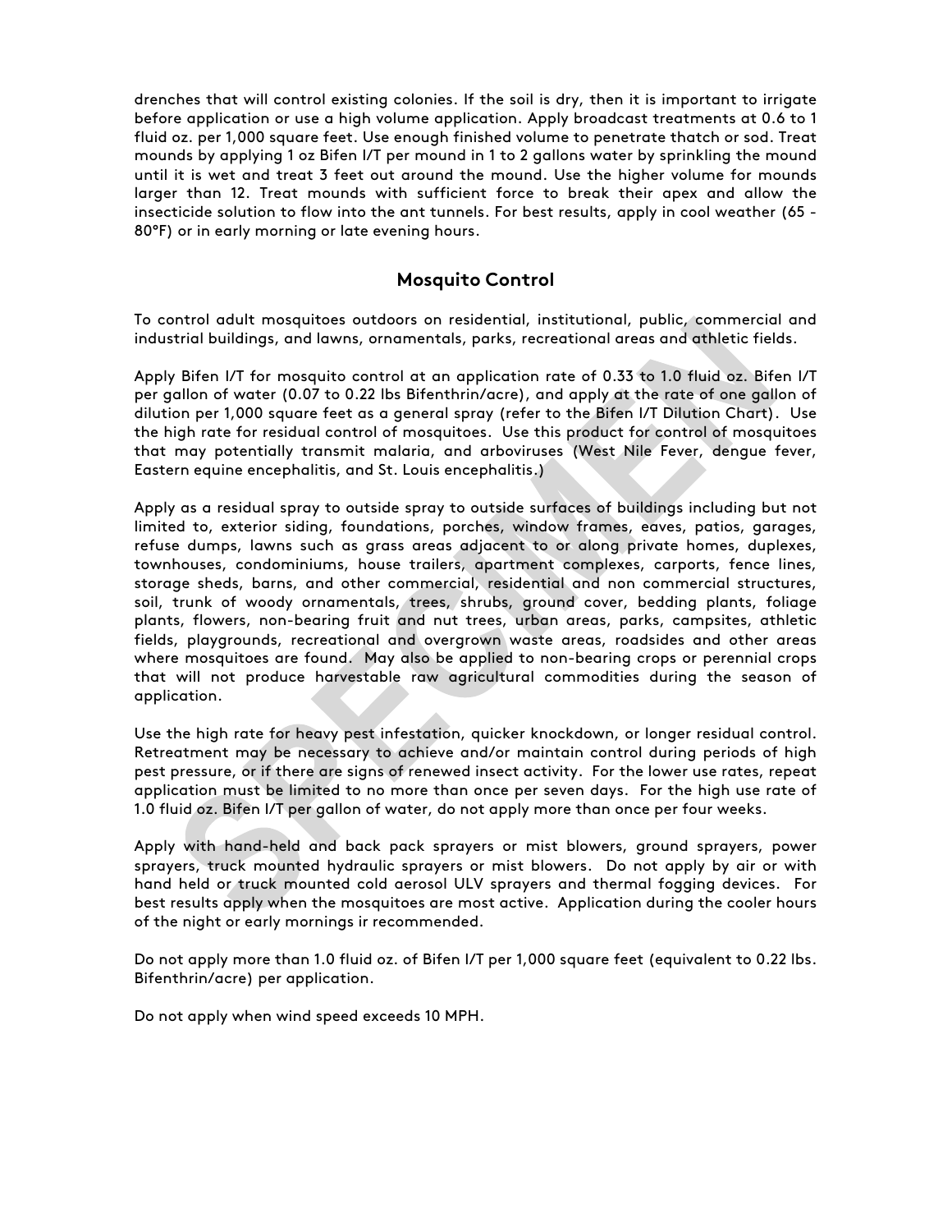drenches that will control existing colonies. If the soil is dry, then it is important to irrigate before application or use a high volume application. Apply broadcast treatments at 0.6 to 1 fluid oz. per 1,000 square feet. Use enough finished volume to penetrate thatch or sod. Treat mounds by applying 1 oz Bifen I/T per mound in 1 to 2 gallons water by sprinkling the mound until it is wet and treat 3 feet out around the mound. Use the higher volume for mounds larger than 12. Treat mounds with sufficient force to break their apex and allow the insecticide solution to flow into the ant tunnels. For best results, apply in cool weather (65 - 80°F) or in early morning or late evening hours.

## Mosquito Control

To control adult mosquitoes outdoors on residential, institutional, public, commercial and industrial buildings, and lawns, ornamentals, parks, recreational areas and athletic fields.

Apply Bifen I/T for mosquito control at an application rate of 0.33 to 1.0 fluid oz. Bifen I/T per gallon of water (0.07 to 0.22 lbs Bifenthrin/acre), and apply at the rate of one gallon of dilution per 1,000 square feet as a general spray (refer to the Bifen I/T Dilution Chart). Use the high rate for residual control of mosquitoes. Use this product for control of mosquitoes that may potentially transmit malaria, and arboviruses (West Nile Fever, dengue fever, Eastern equine encephalitis, and St. Louis encephalitis.)

Apply as a residual spray to outside spray to outside surfaces of buildings including but not limited to, exterior siding, foundations, porches, window frames, eaves, patios, garages, refuse dumps, lawns such as grass areas adjacent to or along private homes, duplexes, townhouses, condominiums, house trailers, apartment complexes, carports, fence lines, storage sheds, barns, and other commercial, residential and non commercial structures, soil, trunk of woody ornamentals, trees, shrubs, ground cover, bedding plants, foliage plants, flowers, non-bearing fruit and nut trees, urban areas, parks, campsites, athletic fields, playgrounds, recreational and overgrown waste areas, roadsides and other areas where mosquitoes are found. May also be applied to non-bearing crops or perennial crops that will not produce harvestable raw agricultural commodities during the season of application.

Use the high rate for heavy pest infestation, quicker knockdown, or longer residual control. Retreatment may be necessary to achieve and/or maintain control during periods of high pest pressure, or if there are signs of renewed insect activity. For the lower use rates, repeat application must be limited to no more than once per seven days. For the high use rate of 1.0 fluid oz. Bifen I/T per gallon of water, do not apply more than once per four weeks.

Apply with hand-held and back pack sprayers or mist blowers, ground sprayers, power sprayers, truck mounted hydraulic sprayers or mist blowers. Do not apply by air or with hand held or truck mounted cold aerosol ULV sprayers and thermal fogging devices. For best results apply when the mosquitoes are most active. Application during the cooler hours of the night or early mornings ir recommended.

Do not apply more than 1.0 fluid oz. of Bifen I/T per 1,000 square feet (equivalent to 0.22 lbs. Bifenthrin/acre) per application.

Do not apply when wind speed exceeds 10 MPH.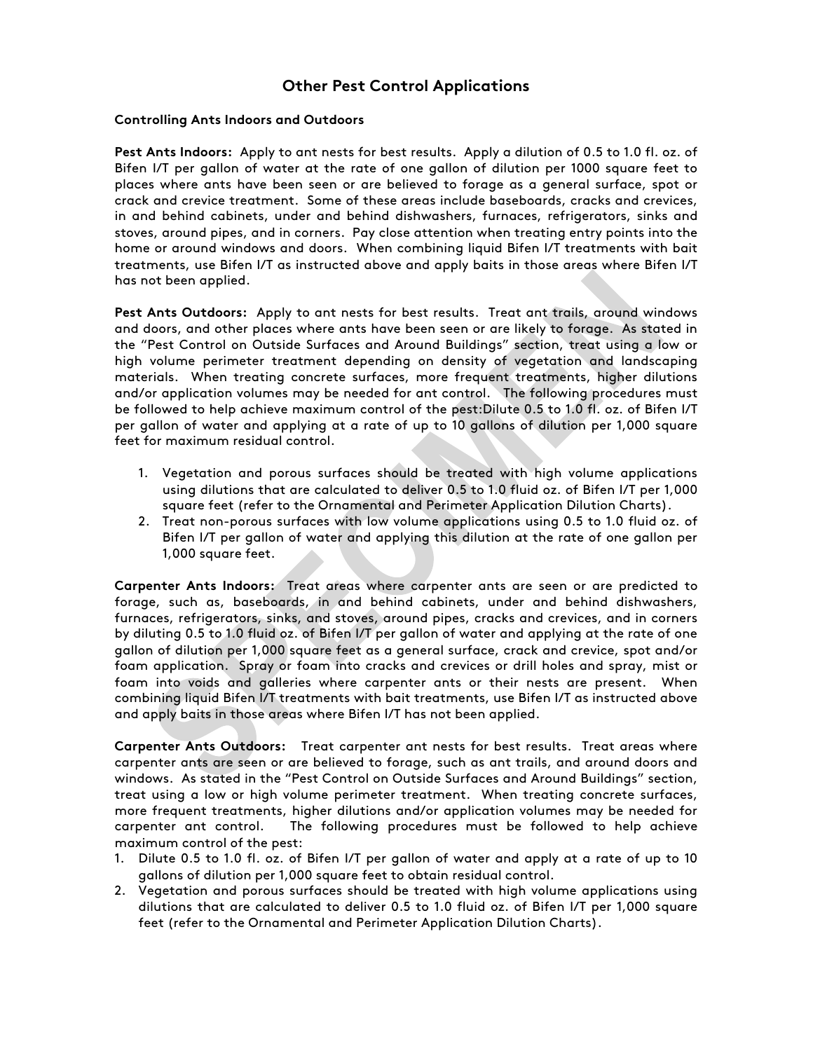## Other Pest Control Applications

### Controlling Ants Indoors and Outdoors

**Pest Ants Indoors:** Apply to ant nests for best results. Apply a dilution of 0.5 to 1.0 fl. oz. of Bifen I/T per gallon of water at the rate of one gallon of dilution per 1000 square feet to places where ants have been seen or are believed to forage as a general surface, spot or crack and crevice treatment. Some of these areas include baseboards, cracks and crevices, in and behind cabinets, under and behind dishwashers, furnaces, refrigerators, sinks and stoves, around pipes, and in corners. Pay close attention when treating entry points into the home or around windows and doors. When combining liquid Bifen I/T treatments with bait treatments, use Bifen I/T as instructed above and apply baits in those areas where Bifen I/T has not been applied.

**Pest Ants Outdoors:** Apply to ant nests for best results. Treat ant trails, around windows and doors, and other places where ants have been seen or are likely to forage. As stated in the "Pest Control on Outside Surfaces and Around Buildings" section, treat using a low or high volume perimeter treatment depending on density of vegetation and landscaping materials. When treating concrete surfaces, more frequent treatments, higher dilutions and/or application volumes may be needed for ant control. The following procedures must be followed to help achieve maximum control of the pest:Dilute 0.5 to 1.0 fl. oz. of Bifen I/T per gallon of water and applying at a rate of up to 10 gallons of dilution per 1,000 square feet for maximum residual control.

1. Vegetation and porous surfaces should be treated with high volume applications using dilutions that are calculated to deliver 0.5 to 1.0 fluid oz. of Bifen I/T per 1,000 square feet (refer to the Ornamental and Perimeter Application Dilution Charts).
2. Treat non-porous surfaces with low volume applications using 0.5 to 1.0 fluid oz. of Bifen I/T per gallon of water and applying this dilution at the rate of one gallon per 1,000 square feet.

**Carpenter Ants Indoors:** Treat areas where carpenter ants are seen or are predicted to forage, such as, baseboards, in and behind cabinets, under and behind dishwashers, furnaces, refrigerators, sinks, and stoves, around pipes, cracks and crevices, and in corners by diluting 0.5 to 1.0 fluid oz. of Bifen I/T per gallon of water and applying at the rate of one gallon of dilution per 1,000 square feet as a general surface, crack and crevice, spot and/or foam application. Spray or foam into cracks and crevices or drill holes and spray, mist or foam into voids and galleries where carpenter ants or their nests are present. When combining liquid Bifen I/T treatments with bait treatments, use Bifen I/T as instructed above and apply baits in those areas where Bifen I/T has not been applied.

**Carpenter Ants Outdoors:** Treat carpenter ant nests for best results. Treat areas where carpenter ants are seen or are believed to forage, such as ant trails, and around doors and windows. As stated in the "Pest Control on Outside Surfaces and Around Buildings" section, treat using a low or high volume perimeter treatment. When treating concrete surfaces, more frequent treatments, higher dilutions and/or application volumes may be needed for carpenter ant control. The following procedures must be followed to help achieve maximum control of the pest:

1. Dilute 0.5 to 1.0 fl. oz. of Bifen I/T per gallon of water and apply at a rate of up to 10 gallons of dilution per 1,000 square feet to obtain residual control.
2. Vegetation and porous surfaces should be treated with high volume applications using dilutions that are calculated to deliver 0.5 to 1.0 fluid oz. of Bifen I/T per 1,000 square feet (refer to the Ornamental and Perimeter Application Dilution Charts).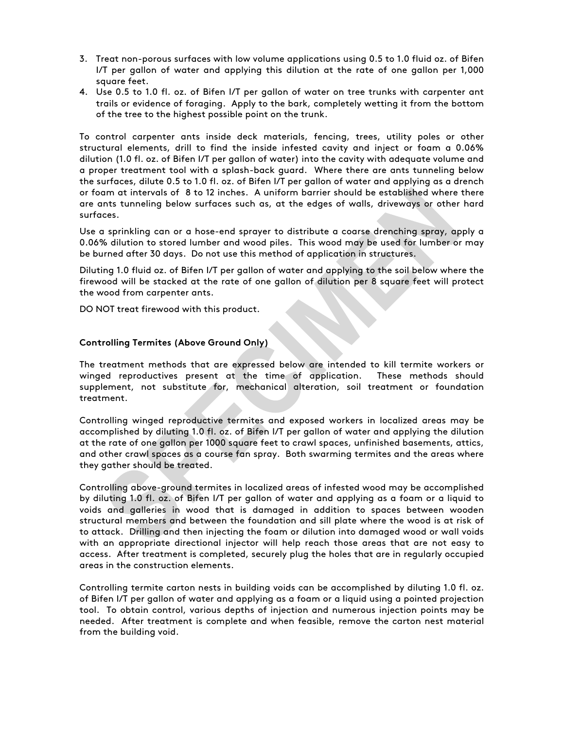3. Treat non-porous surfaces with low volume applications using 0.5 to 1.0 fluid oz. of Bifen I/T per gallon of water and applying this dilution at the rate of one gallon per 1,000 square feet.
4. Use 0.5 to 1.0 fl. oz. of Bifen I/T per gallon of water on tree trunks with carpenter ant trails or evidence of foraging. Apply to the bark, completely wetting it from the bottom of the tree to the highest possible point on the trunk.

To control carpenter ants inside deck materials, fencing, trees, utility poles or other structural elements, drill to find the inside infested cavity and inject or foam a 0.06% dilution (1.0 fl. oz. of Bifen I/T per gallon of water) into the cavity with adequate volume and a proper treatment tool with a splash-back guard. Where there are ants tunneling below the surfaces, dilute 0.5 to 1.0 fl. oz. of Bifen I/T per gallon of water and applying as a drench or foam at intervals of 8 to 12 inches. A uniform barrier should be established where there are ants tunneling below surfaces such as, at the edges of walls, driveways or other hard surfaces.

Use a sprinkling can or a hose-end sprayer to distribute a coarse drenching spray, apply a 0.06% dilution to stored lumber and wood piles. This wood may be used for lumber or may be burned after 30 days. Do not use this method of application in structures.

Diluting 1.0 fluid oz. of Bifen I/T per gallon of water and applying to the soil below where the firewood will be stacked at the rate of one gallon of dilution per 8 square feet will protect the wood from carpenter ants.

DO NOT treat firewood with this product.

**Controlling Termites (Above Ground Only)**

The treatment methods that are expressed below are intended to kill termite workers or winged reproductives present at the time of application. These methods should supplement, not substitute for, mechanical alteration, soil treatment or foundation treatment.

Controlling winged reproductive termites and exposed workers in localized areas may be accomplished by diluting 1.0 fl. oz. of Bifen I/T per gallon of water and applying the dilution at the rate of one gallon per 1000 square feet to crawl spaces, unfinished basements, attics, and other crawl spaces as a course fan spray. Both swarming termites and the areas where they gather should be treated.

Controlling above-ground termites in localized areas of infested wood may be accomplished by diluting 1.0 fl. oz. of Bifen I/T per gallon of water and applying as a foam or a liquid to voids and galleries in wood that is damaged in addition to spaces between wooden structural members and between the foundation and sill plate where the wood is at risk of to attack. Drilling and then injecting the foam or dilution into damaged wood or wall voids with an appropriate directional injector will help reach those areas that are not easy to access. After treatment is completed, securely plug the holes that are in regularly occupied areas in the construction elements.

Controlling termite carton nests in building voids can be accomplished by diluting 1.0 fl. oz. of Bifen I/T per gallon of water and applying as a foam or a liquid using a pointed projection tool. To obtain control, various depths of injection and numerous injection points may be needed. After treatment is complete and when feasible, remove the carton nest material from the building void.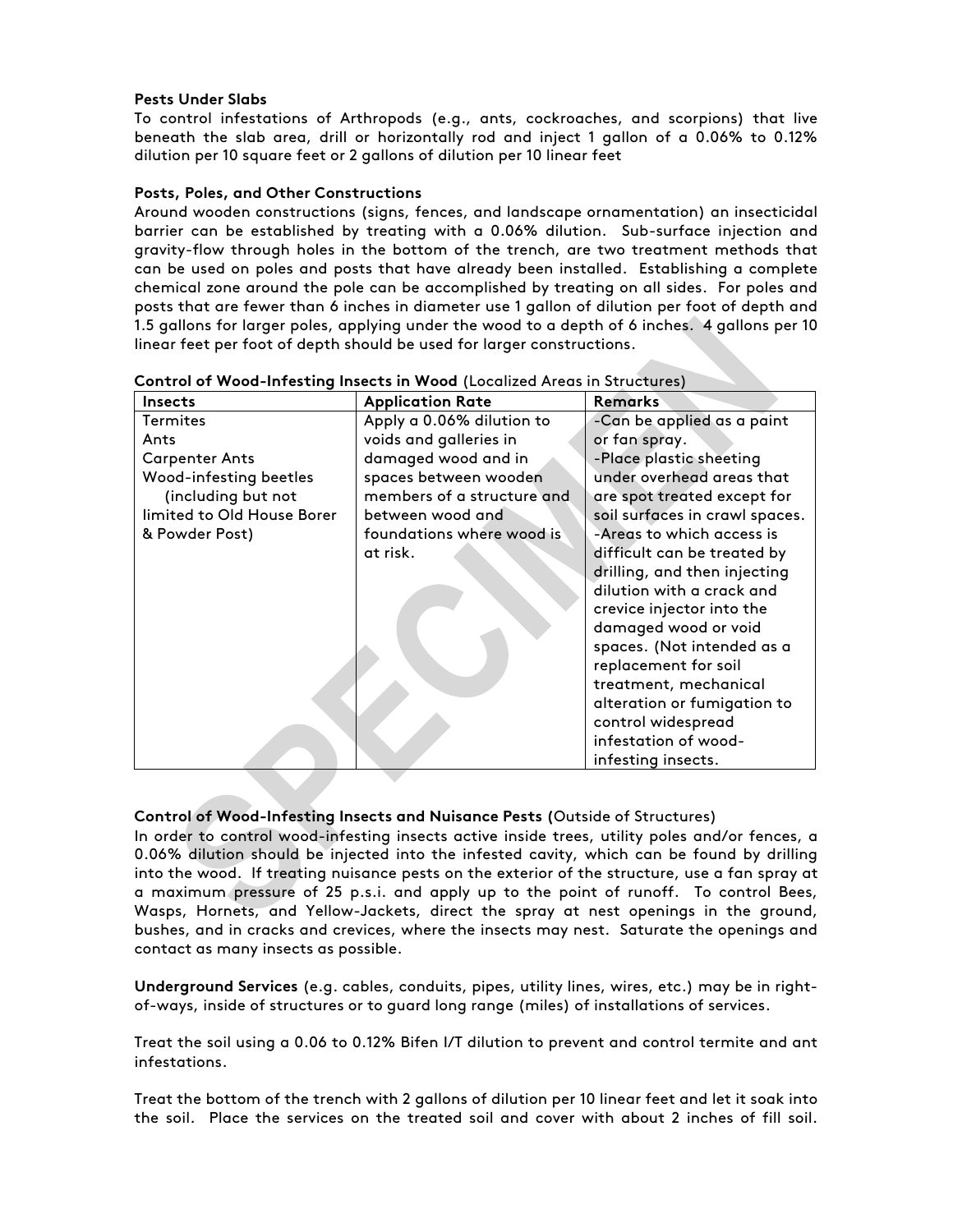**Pests Under Slabs**
To control infestations of Arthropods (e.g., ants, cockroaches, and scorpions) that live beneath the slab area, drill or horizontally rod and inject 1 gallon of a 0.06% to 0.12% dilution per 10 square feet or 2 gallons of dilution per 10 linear feet

**Posts, Poles, and Other Constructions**
Around wooden constructions (signs, fences, and landscape ornamentation) an insecticidal barrier can be established by treating with a 0.06% dilution. Sub-surface injection and gravity-flow through holes in the bottom of the trench, are two treatment methods that can be used on poles and posts that have already been installed. Establishing a complete chemical zone around the pole can be accomplished by treating on all sides. For poles and posts that are fewer than 6 inches in diameter use 1 gallon of dilution per foot of depth and 1.5 gallons for larger poles, applying under the wood to a depth of 6 inches. 4 gallons per 10 linear feet per foot of depth should be used for larger constructions.

**Control of Wood-Infesting Insects in Wood** (Localized Areas in Structures)

| Insects | Application Rate | Remarks |
|---|---|---|
| Termites<br>Ants<br>Carpenter Ants<br>Wood-infesting beetles (including but not limited to Old House Borer & Powder Post) | Apply a 0.06% dilution to voids and galleries in damaged wood and in spaces between wooden members of a structure and between wood and foundations where wood is at risk. | -Can be applied as a paint or fan spray.<br>-Place plastic sheeting under overhead areas that are spot treated except for soil surfaces in crawl spaces.<br>-Areas to which access is difficult can be treated by drilling, and then injecting dilution with a crack and crevice injector into the damaged wood or void spaces. (Not intended as a replacement for soil treatment, mechanical alteration or fumigation to control widespread infestation of wood-infesting insects. |

**Control of Wood-Infesting Insects and Nuisance Pests (**Outside of Structures)
In order to control wood-infesting insects active inside trees, utility poles and/or fences, a 0.06% dilution should be injected into the infested cavity, which can be found by drilling into the wood. If treating nuisance pests on the exterior of the structure, use a fan spray at a maximum pressure of 25 p.s.i. and apply up to the point of runoff. To control Bees, Wasps, Hornets, and Yellow-Jackets, direct the spray at nest openings in the ground, bushes, and in cracks and crevices, where the insects may nest. Saturate the openings and contact as many insects as possible.

**Underground Services** (e.g. cables, conduits, pipes, utility lines, wires, etc.) may be in right-of-ways, inside of structures or to guard long range (miles) of installations of services.

Treat the soil using a 0.06 to 0.12% Bifen I/T dilution to prevent and control termite and ant infestations.

Treat the bottom of the trench with 2 gallons of dilution per 10 linear feet and let it soak into the soil. Place the services on the treated soil and cover with about 2 inches of fill soil.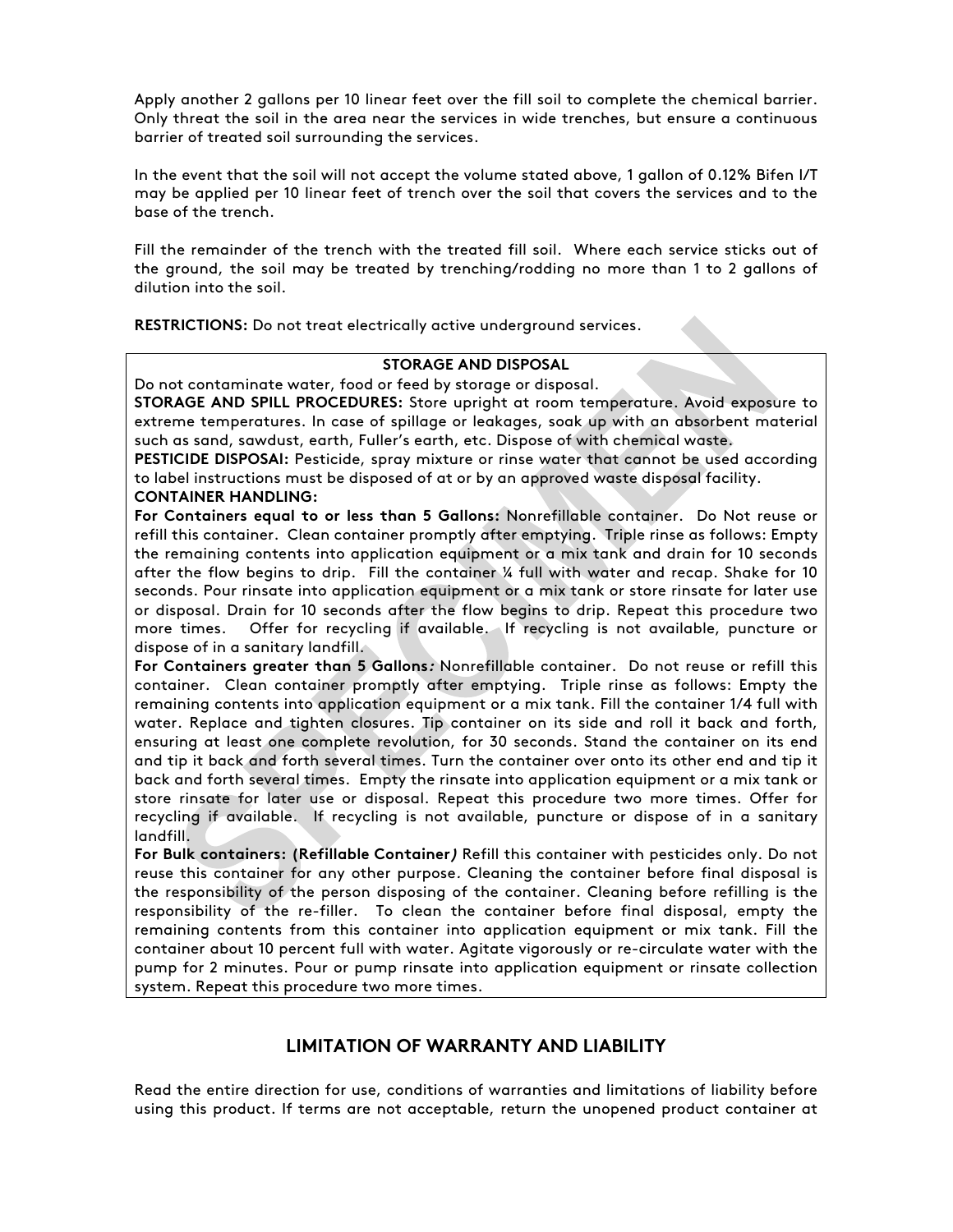Apply another 2 gallons per 10 linear feet over the fill soil to complete the chemical barrier. Only threat the soil in the area near the services in wide trenches, but ensure a continuous barrier of treated soil surrounding the services.

In the event that the soil will not accept the volume stated above, 1 gallon of 0.12% Bifen I/T may be applied per 10 linear feet of trench over the soil that covers the services and to the base of the trench.

Fill the remainder of the trench with the treated fill soil. Where each service sticks out of the ground, the soil may be treated by trenching/rodding no more than 1 to 2 gallons of dilution into the soil.

**RESTRICTIONS:** Do not treat electrically active underground services.

**STORAGE AND DISPOSAL**

Do not contaminate water, food or feed by storage or disposal.

**STORAGE AND SPILL PROCEDURES:** Store upright at room temperature. Avoid exposure to extreme temperatures. In case of spillage or leakages, soak up with an absorbent material such as sand, sawdust, earth, Fuller's earth, etc. Dispose of with chemical waste.

**PESTICIDE DISPOSAl:** Pesticide, spray mixture or rinse water that cannot be used according to label instructions must be disposed of at or by an approved waste disposal facility.

**CONTAINER HANDLING:**

**For Containers equal to or less than 5 Gallons:** Nonrefillable container. Do Not reuse or refill this container. Clean container promptly after emptying. Triple rinse as follows: Empty the remaining contents into application equipment or a mix tank and drain for 10 seconds after the flow begins to drip. Fill the container ¼ full with water and recap. Shake for 10 seconds. Pour rinsate into application equipment or a mix tank or store rinsate for later use or disposal. Drain for 10 seconds after the flow begins to drip. Repeat this procedure two more times. Offer for recycling if available. If recycling is not available, puncture or dispose of in a sanitary landfill.

**For Containers greater than 5 Gallons*:*** Nonrefillable container. Do not reuse or refill this container. Clean container promptly after emptying. Triple rinse as follows: Empty the remaining contents into application equipment or a mix tank. Fill the container 1/4 full with water. Replace and tighten closures. Tip container on its side and roll it back and forth, ensuring at least one complete revolution, for 30 seconds. Stand the container on its end and tip it back and forth several times. Turn the container over onto its other end and tip it back and forth several times. Empty the rinsate into application equipment or a mix tank or store rinsate for later use or disposal. Repeat this procedure two more times. Offer for recycling if available. If recycling is not available, puncture or dispose of in a sanitary landfill.

**For Bulk containers: (Refillable Container*)*** Refill this container with pesticides only. Do not reuse this container for any other purpose. Cleaning the container before final disposal is the responsibility of the person disposing of the container. Cleaning before refilling is the responsibility of the re-filler. To clean the container before final disposal, empty the remaining contents from this container into application equipment or mix tank. Fill the container about 10 percent full with water. Agitate vigorously or re-circulate water with the pump for 2 minutes. Pour or pump rinsate into application equipment or rinsate collection system. Repeat this procedure two more times.

## LIMITATION OF WARRANTY AND LIABILITY

Read the entire direction for use, conditions of warranties and limitations of liability before using this product. If terms are not acceptable, return the unopened product container at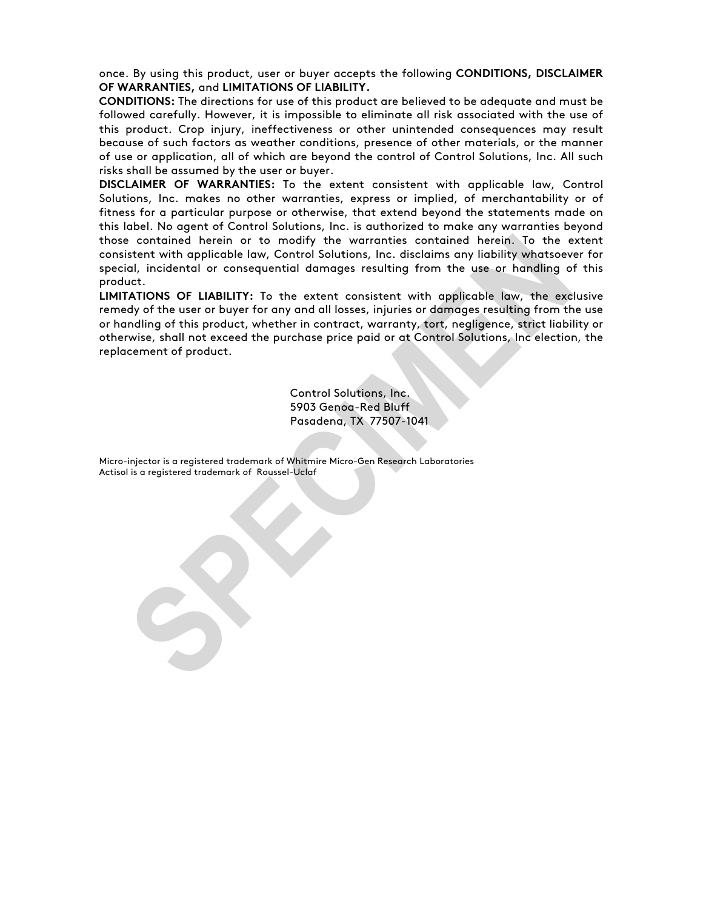once. By using this product, user or buyer accepts the following **CONDITIONS, DISCLAIMER OF WARRANTIES,** and **LIMITATIONS OF LIABILITY.**

**CONDITIONS:** The directions for use of this product are believed to be adequate and must be followed carefully. However, it is impossible to eliminate all risk associated with the use of this product. Crop injury, ineffectiveness or other unintended consequences may result because of such factors as weather conditions, presence of other materials, or the manner of use or application, all of which are beyond the control of Control Solutions, Inc. All such risks shall be assumed by the user or buyer.

**DISCLAIMER OF WARRANTIES:** To the extent consistent with applicable law, Control Solutions, Inc. makes no other warranties, express or implied, of merchantability or of fitness for a particular purpose or otherwise, that extend beyond the statements made on this label. No agent of Control Solutions, Inc. is authorized to make any warranties beyond those contained herein or to modify the warranties contained herein. To the extent consistent with applicable law, Control Solutions, Inc. disclaims any liability whatsoever for special, incidental or consequential damages resulting from the use or handling of this product.

**LIMITATIONS OF LIABILITY:** To the extent consistent with applicable law, the exclusive remedy of the user or buyer for any and all losses, injuries or damages resulting from the use or handling of this product, whether in contract, warranty, tort, negligence, strict liability or otherwise, shall not exceed the purchase price paid or at Control Solutions, Inc election, the replacement of product.

Control Solutions, Inc.
5903 Genoa-Red Bluff
Pasadena, TX 77507-1041

Micro-injector is a registered trademark of Whitmire Micro-Gen Research Laboratories
Actisol is a registered trademark of Roussel-Uclaf